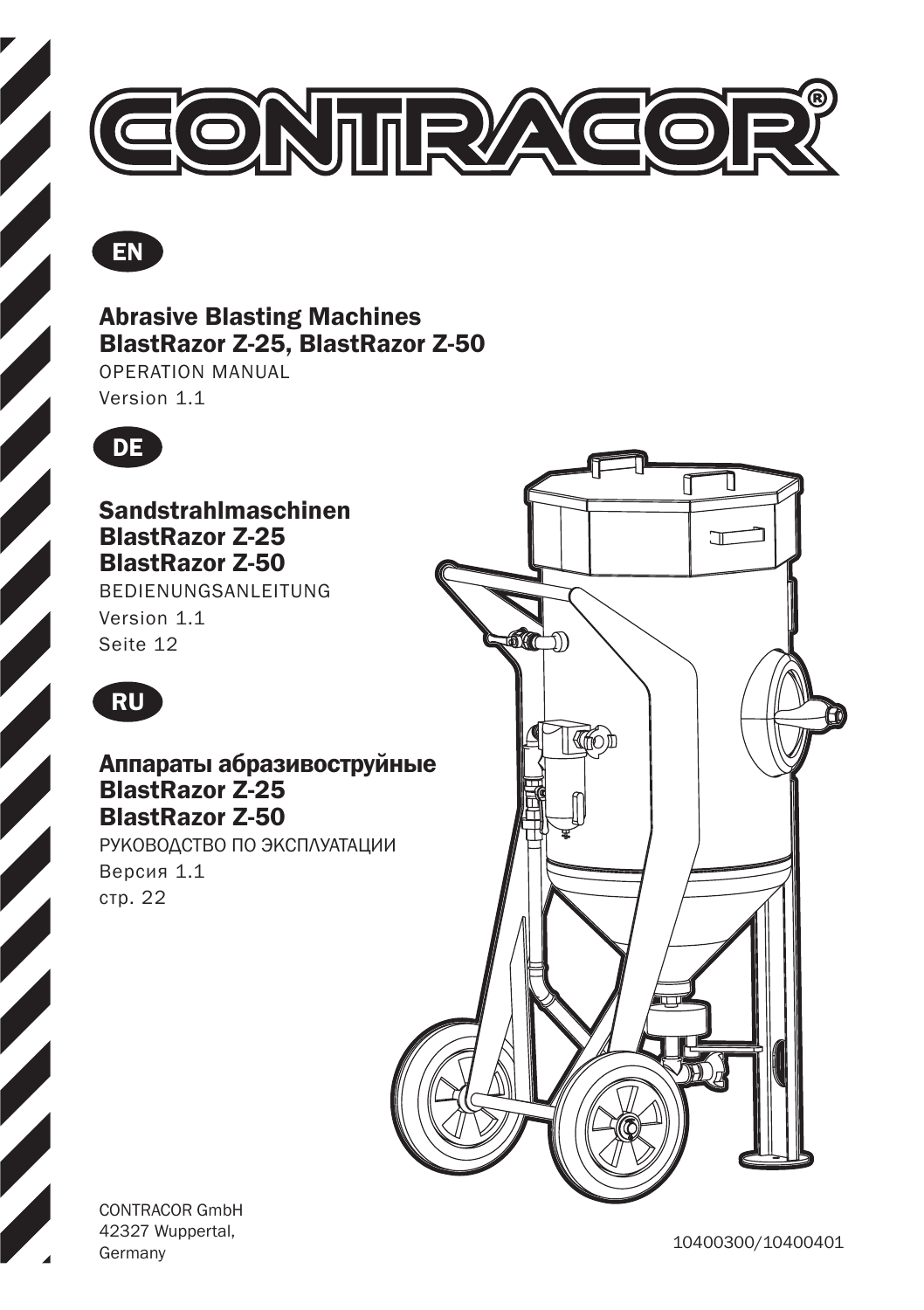# CONTRACOR®

EN

## Abrasive Blasting Machines BlastRazor Z-25, BlastRazor Z-50

OPERATION MANUAL

Version 1.1

DE

## Sandstrahlmaschinen BlastRazor Z-25 BlastRazor Z-50

BEDIENUNGSANLEITUNG

Version 1.1

Seite 12

RU

## Аппараты абразивоструйные BlastRazor Z-25 BlastRazor Z-50

РУКОВОДСТВО ПО ЭКСПЛУАТАЦИИ

Версия 1.1

стр. 22

CONTRACOR GmbH
42327 Wuppertal,
Germany

10400300/10400401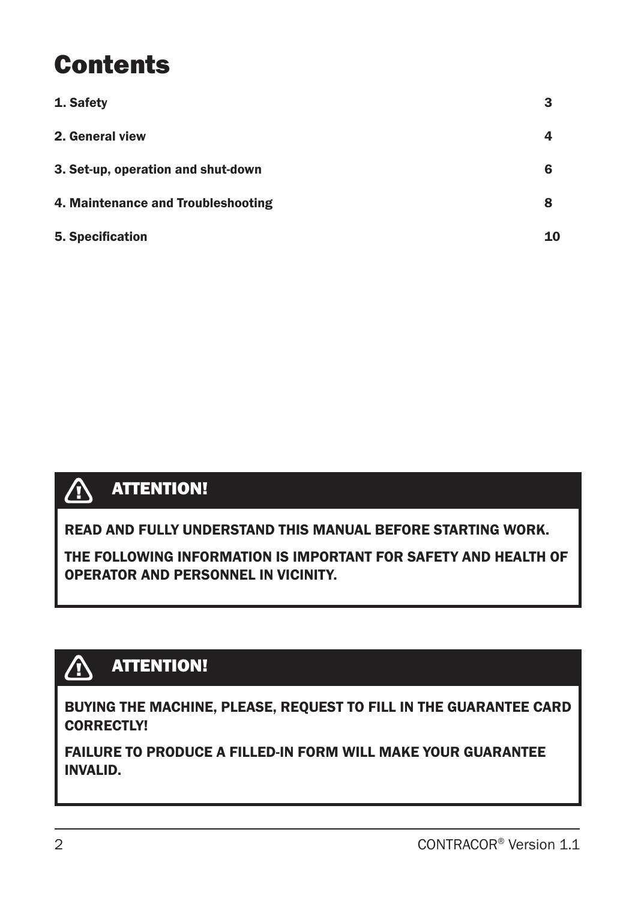# Contents

| | |
|---|---|
| **1. Safety** | **3** |
| **2. General view** | **4** |
| **3. Set-up, operation and shut-down** | **6** |
| **4. Maintenance and Troubleshooting** | **8** |
| **5. Specification** | **10** |

> **ATTENTION!**
>
> **READ AND FULLY UNDERSTAND THIS MANUAL BEFORE STARTING WORK.**
>
> **THE FOLLOWING INFORMATION IS IMPORTANT FOR SAFETY AND HEALTH OF OPERATOR AND PERSONNEL IN VICINITY.**

> **ATTENTION!**
>
> **BUYING THE MACHINE, PLEASE, REQUEST TO FILL IN THE GUARANTEE CARD CORRECTLY!**
>
> **FAILURE TO PRODUCE A FILLED-IN FORM WILL MAKE YOUR GUARANTEE INVALID.**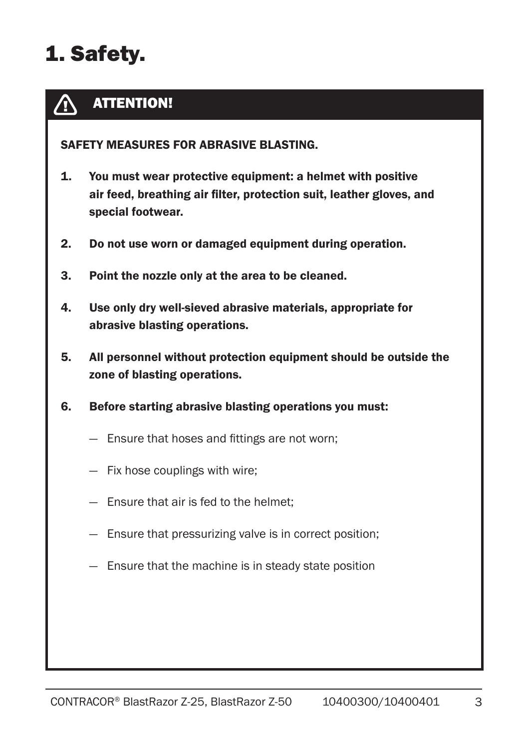# 1. Safety.

**⚠ ATTENTION!**

**SAFETY MEASURES FOR ABRASIVE BLASTING.**

1. **You must wear protective equipment: a helmet with positive air feed, breathing air filter, protection suit, leather gloves, and special footwear.**
2. **Do not use worn or damaged equipment during operation.**
3. **Point the nozzle only at the area to be cleaned.**
4. **Use only dry well-sieved abrasive materials, appropriate for abrasive blasting operations.**
5. **All personnel without protection equipment should be outside the zone of blasting operations.**
6. **Before starting abrasive blasting operations you must:**
   - Ensure that hoses and fittings are not worn;
   - Fix hose couplings with wire;
   - Ensure that air is fed to the helmet;
   - Ensure that pressurizing valve is in correct position;
   - Ensure that the machine is in steady state position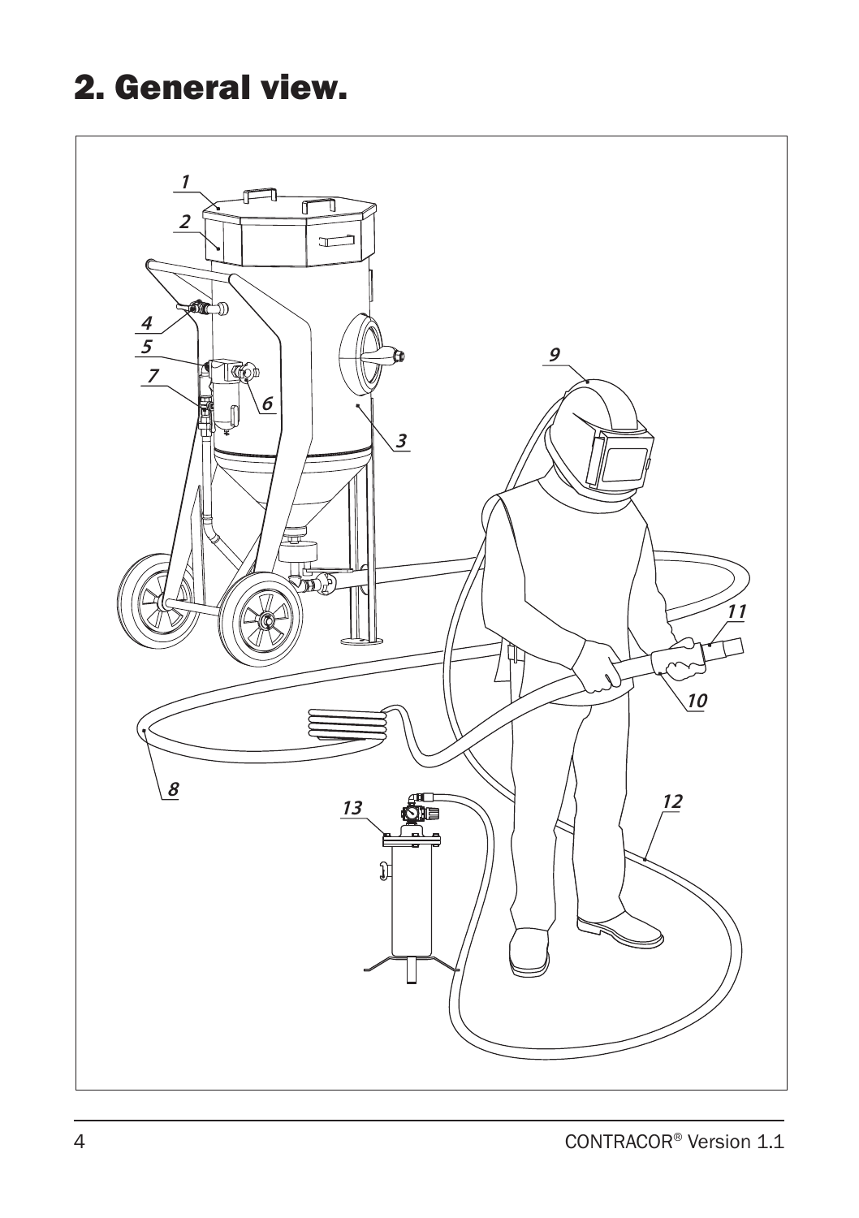# 2. General view.

1
2
4
5
7
6
3
9
11
10
8
13
12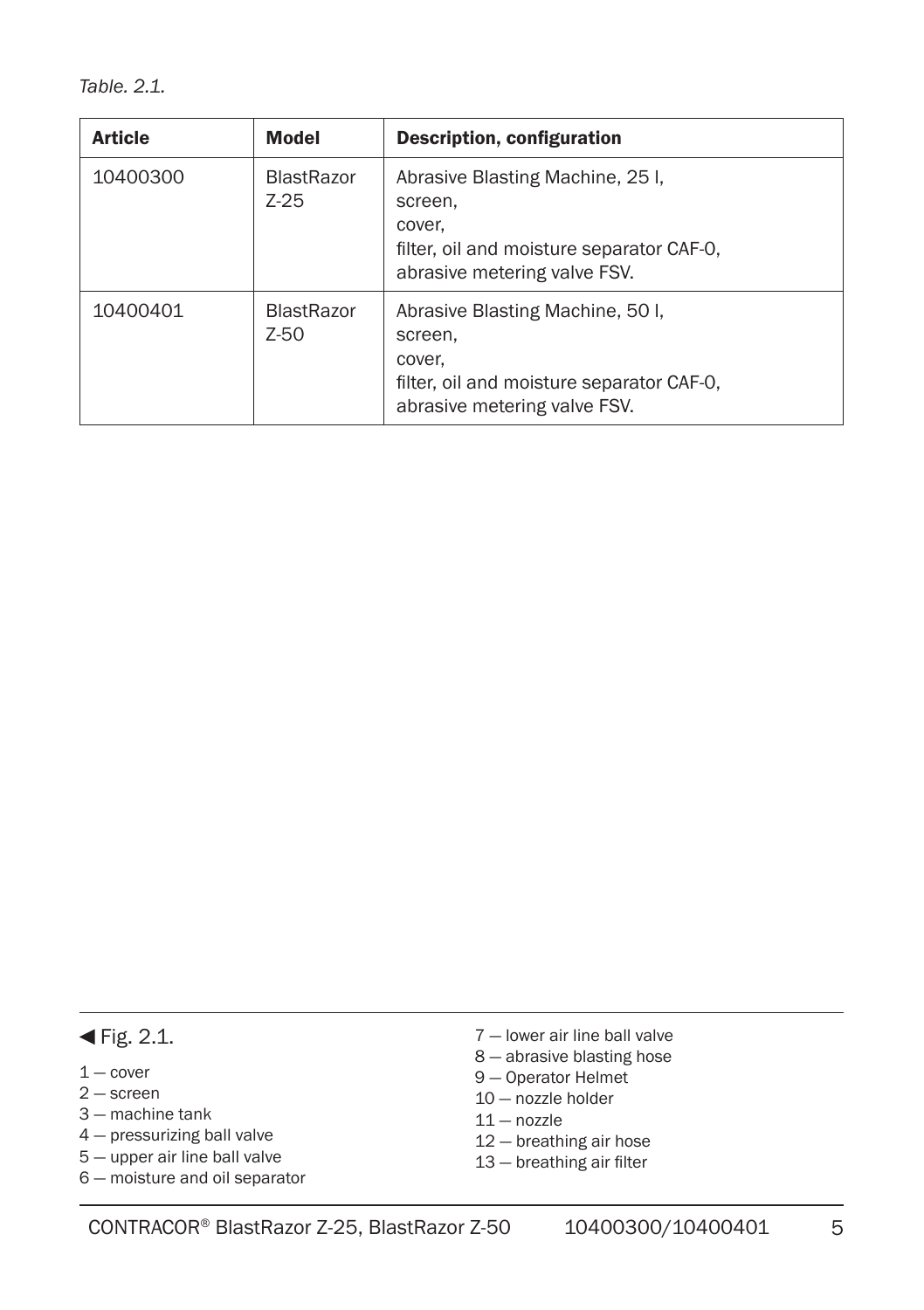*Table. 2.1.*

| Article | Model | Description, configuration |
|---|---|---|
| 10400300 | BlastRazor Z-25 | Abrasive Blasting Machine, 25 l,<br>screen,<br>cover,<br>filter, oil and moisture separator CAF-0,<br>abrasive metering valve FSV. |
| 10400401 | BlastRazor Z-50 | Abrasive Blasting Machine, 50 l,<br>screen,<br>cover,<br>filter, oil and moisture separator CAF-0,<br>abrasive metering valve FSV. |

◀ Fig. 2.1.

1 — cover
2 — screen
3 — machine tank
4 — pressurizing ball valve
5 — upper air line ball valve
6 — moisture and oil separator
7 — lower air line ball valve
8 — abrasive blasting hose
9 — Operator Helmet
10 — nozzle holder
11 — nozzle
12 — breathing air hose
13 — breathing air filter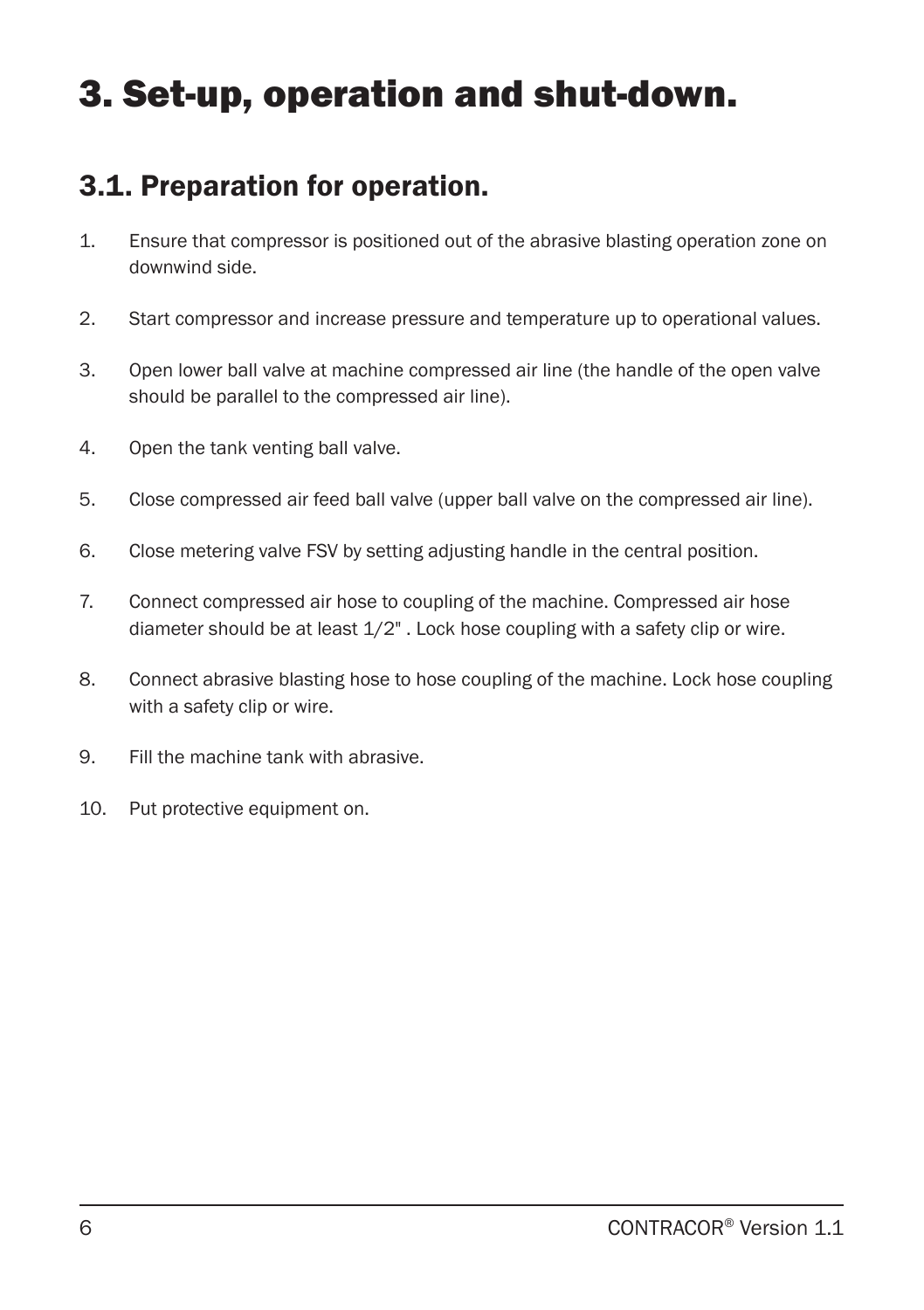# 3. Set-up, operation and shut-down.

## 3.1. Preparation for operation.

1. Ensure that compressor is positioned out of the abrasive blasting operation zone on downwind side.
2. Start compressor and increase pressure and temperature up to operational values.
3. Open lower ball valve at machine compressed air line (the handle of the open valve should be parallel to the compressed air line).
4. Open the tank venting ball valve.
5. Close compressed air feed ball valve (upper ball valve on the compressed air line).
6. Close metering valve FSV by setting adjusting handle in the central position.
7. Connect compressed air hose to coupling of the machine. Compressed air hose diameter should be at least 1/2" . Lock hose coupling with a safety clip or wire.
8. Connect abrasive blasting hose to hose coupling of the machine. Lock hose coupling with a safety clip or wire.
9. Fill the machine tank with abrasive.
10. Put protective equipment on.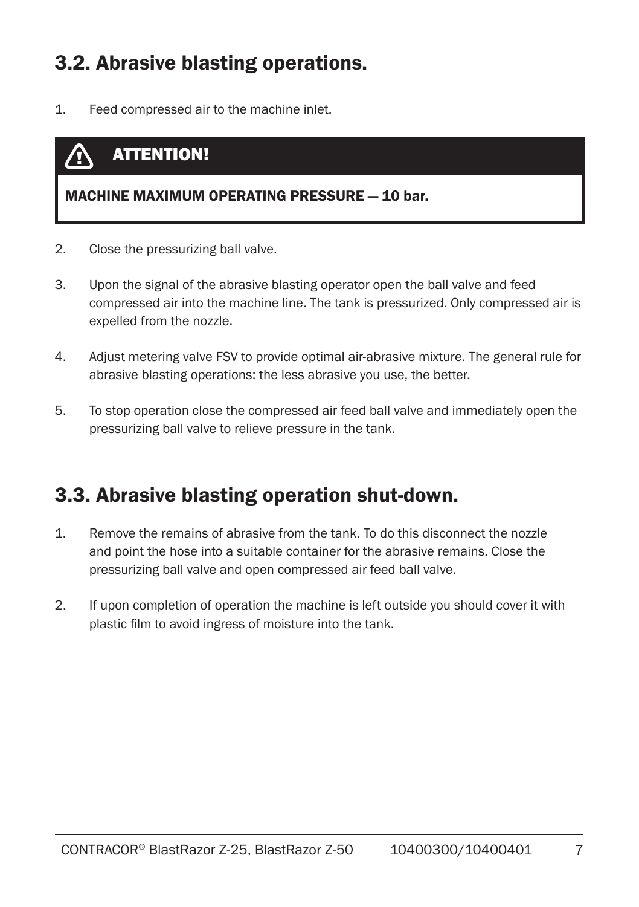## 3.2. Abrasive blasting operations.

1. Feed compressed air to the machine inlet.

> **ATTENTION!**
>
> **MACHINE MAXIMUM OPERATING PRESSURE — 10 bar.**

2. Close the pressurizing ball valve.

3. Upon the signal of the abrasive blasting operator open the ball valve and feed compressed air into the machine line. The tank is pressurized. Only compressed air is expelled from the nozzle.

4. Adjust metering valve FSV to provide optimal air-abrasive mixture. The general rule for abrasive blasting operations: the less abrasive you use, the better.

5. To stop operation close the compressed air feed ball valve and immediately open the pressurizing ball valve to relieve pressure in the tank.

## 3.3. Abrasive blasting operation shut-down.

1. Remove the remains of abrasive from the tank. To do this disconnect the nozzle and point the hose into a suitable container for the abrasive remains. Close the pressurizing ball valve and open compressed air feed ball valve.

2. If upon completion of operation the machine is left outside you should cover it with plastic film to avoid ingress of moisture into the tank.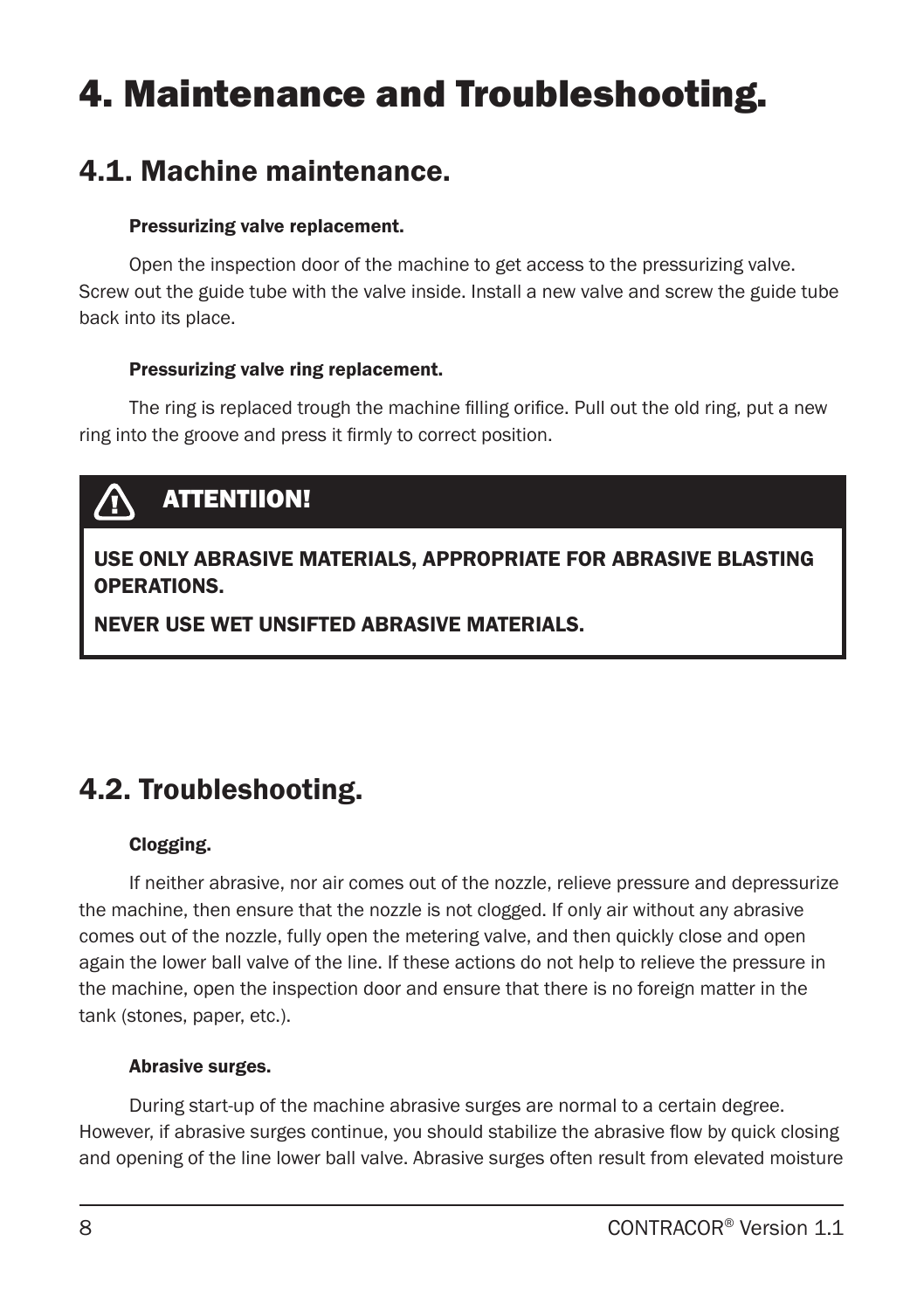# 4. Maintenance and Troubleshooting.

## 4.1. Machine maintenance.

### Pressurizing valve replacement.

Open the inspection door of the machine to get access to the pressurizing valve. Screw out the guide tube with the valve inside. Install a new valve and screw the guide tube back into its place.

### Pressurizing valve ring replacement.

The ring is replaced trough the machine filling orifice. Pull out the old ring, put a new ring into the groove and press it firmly to correct position.

> ⚠ **ATTENTIION!**
>
> **USE ONLY ABRASIVE MATERIALS, APPROPRIATE FOR ABRASIVE BLASTING OPERATIONS.**
>
> **NEVER USE WET UNSIFTED ABRASIVE MATERIALS.**

## 4.2. Troubleshooting.

### Clogging.

If neither abrasive, nor air comes out of the nozzle, relieve pressure and depressurize the machine, then ensure that the nozzle is not clogged. If only air without any abrasive comes out of the nozzle, fully open the metering valve, and then quickly close and open again the lower ball valve of the line. If these actions do not help to relieve the pressure in the machine, open the inspection door and ensure that there is no foreign matter in the tank (stones, paper, etc.).

### Abrasive surges.

During start-up of the machine abrasive surges are normal to a certain degree. However, if abrasive surges continue, you should stabilize the abrasive flow by quick closing and opening of the line lower ball valve. Abrasive surges often result from elevated moisture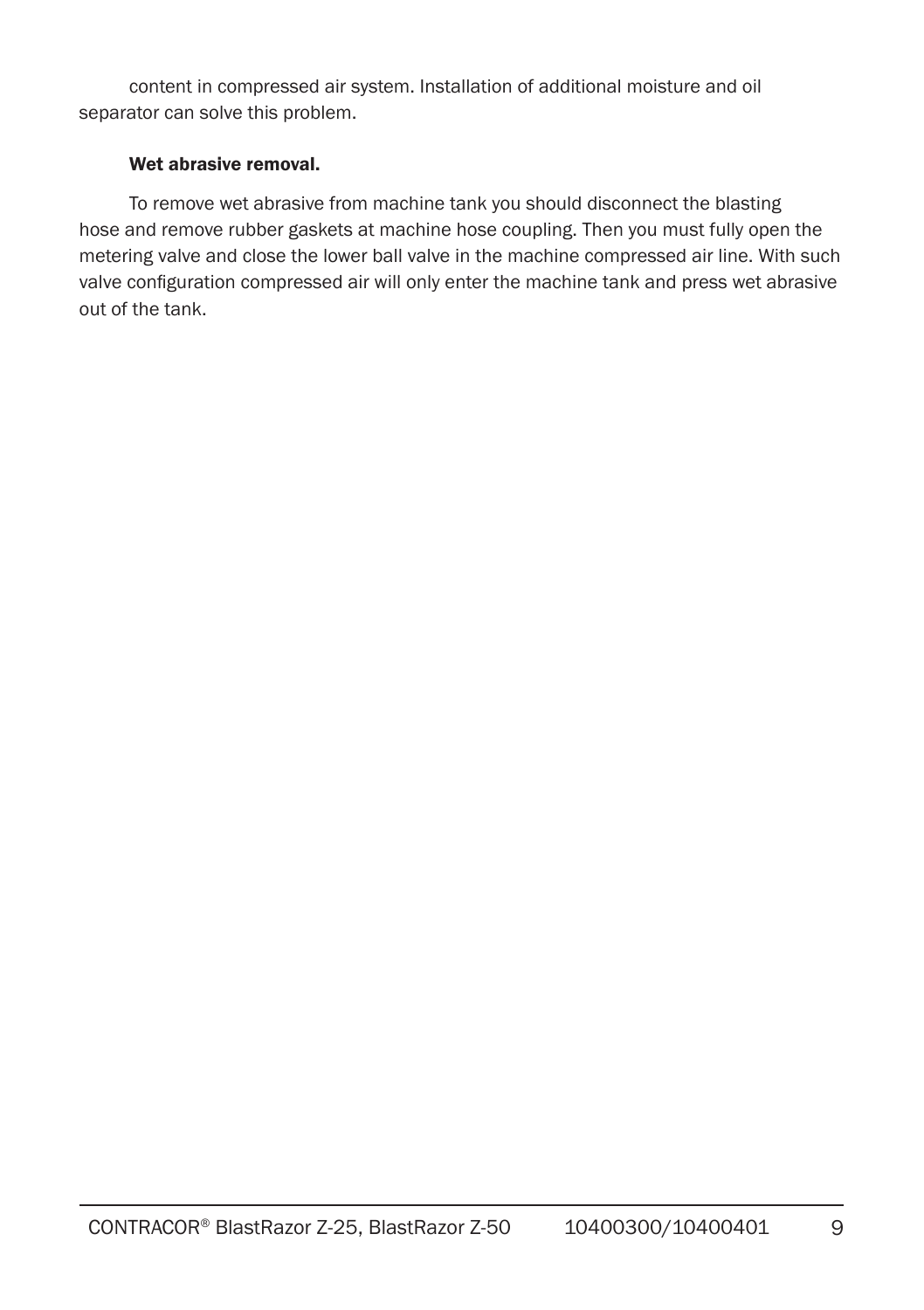content in compressed air system. Installation of additional moisture and oil separator can solve this problem.

**Wet abrasive removal.**

To remove wet abrasive from machine tank you should disconnect the blasting hose and remove rubber gaskets at machine hose coupling. Then you must fully open the metering valve and close the lower ball valve in the machine compressed air line. With such valve configuration compressed air will only enter the machine tank and press wet abrasive out of the tank.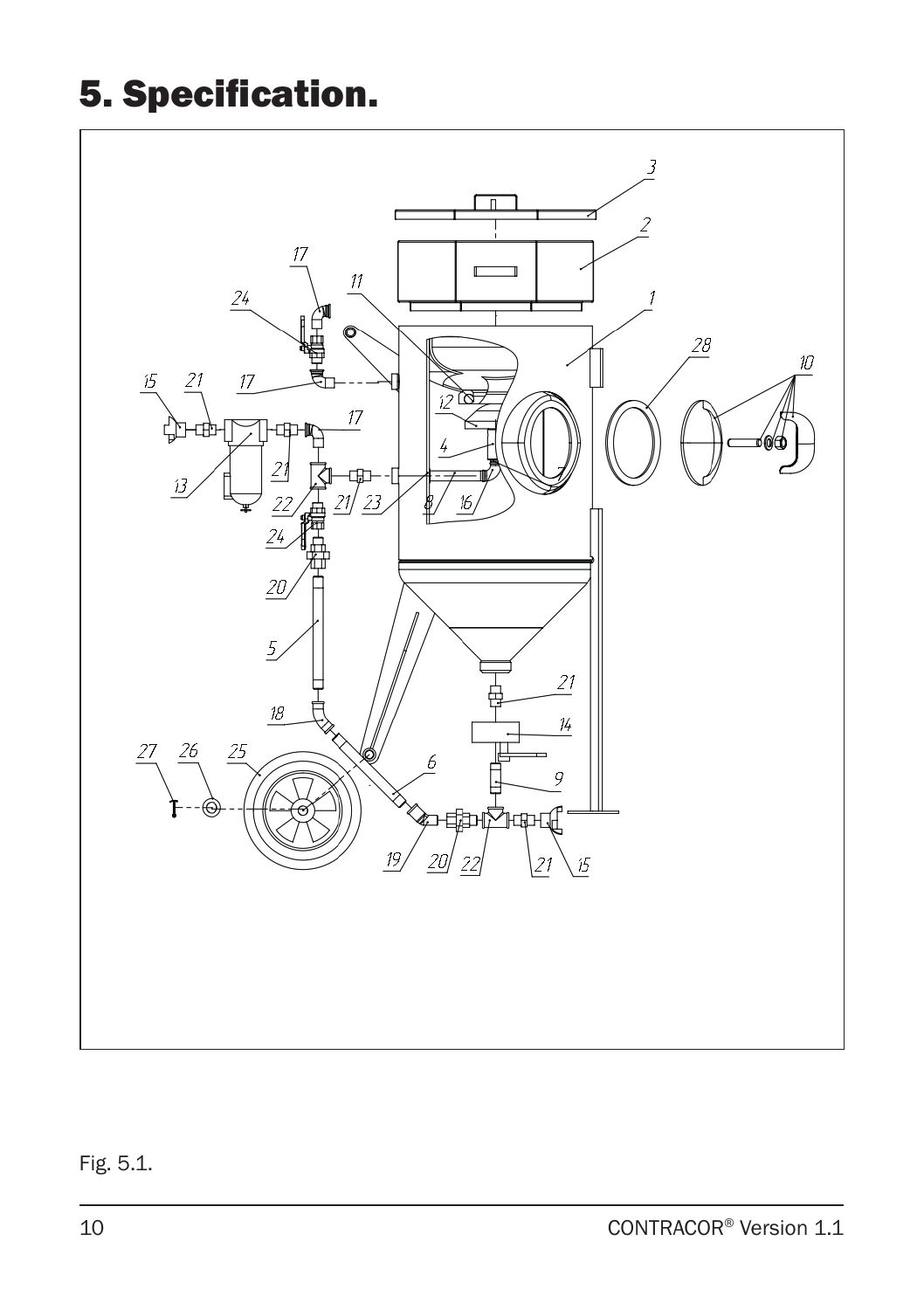# 5. Specification.

Fig. 5.1.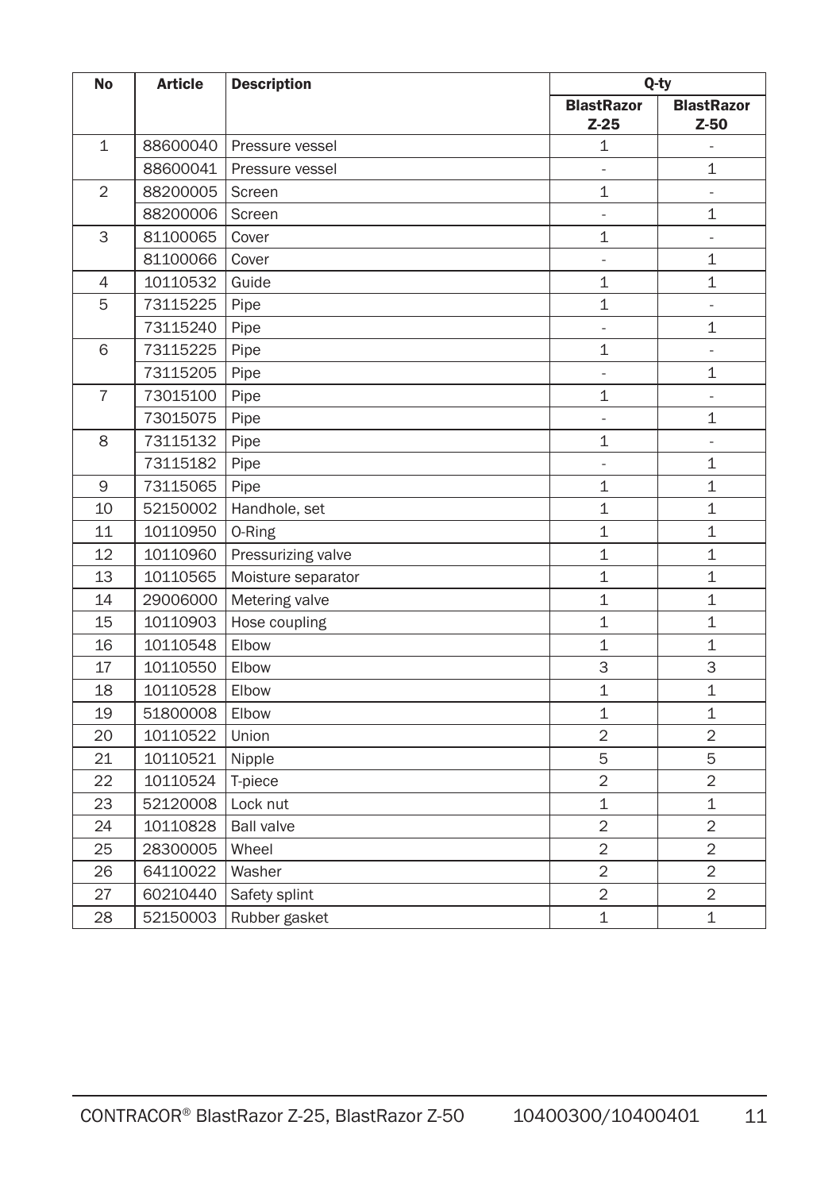| No | Article | Description | Q-ty | |
|---|---|---|---|---|
| | | | **BlastRazor Z-25** | **BlastRazor Z-50** |
| 1 | 88600040 | Pressure vessel | 1 | - |
| | 88600041 | Pressure vessel | - | 1 |
| 2 | 88200005 | Screen | 1 | - |
| | 88200006 | Screen | - | 1 |
| 3 | 81100065 | Cover | 1 | - |
| | 81100066 | Cover | - | 1 |
| 4 | 10110532 | Guide | 1 | 1 |
| 5 | 73115225 | Pipe | 1 | - |
| | 73115240 | Pipe | - | 1 |
| 6 | 73115225 | Pipe | 1 | - |
| | 73115205 | Pipe | - | 1 |
| 7 | 73015100 | Pipe | 1 | - |
| | 73015075 | Pipe | - | 1 |
| 8 | 73115132 | Pipe | 1 | - |
| | 73115182 | Pipe | - | 1 |
| 9 | 73115065 | Pipe | 1 | 1 |
| 10 | 52150002 | Handhole, set | 1 | 1 |
| 11 | 10110950 | O-Ring | 1 | 1 |
| 12 | 10110960 | Pressurizing valve | 1 | 1 |
| 13 | 10110565 | Moisture separator | 1 | 1 |
| 14 | 29006000 | Metering valve | 1 | 1 |
| 15 | 10110903 | Hose coupling | 1 | 1 |
| 16 | 10110548 | Elbow | 1 | 1 |
| 17 | 10110550 | Elbow | 3 | 3 |
| 18 | 10110528 | Elbow | 1 | 1 |
| 19 | 51800008 | Elbow | 1 | 1 |
| 20 | 10110522 | Union | 2 | 2 |
| 21 | 10110521 | Nipple | 5 | 5 |
| 22 | 10110524 | T-piece | 2 | 2 |
| 23 | 52120008 | Lock nut | 1 | 1 |
| 24 | 10110828 | Ball valve | 2 | 2 |
| 25 | 28300005 | Wheel | 2 | 2 |
| 26 | 64110022 | Washer | 2 | 2 |
| 27 | 60210440 | Safety splint | 2 | 2 |
| 28 | 52150003 | Rubber gasket | 1 | 1 |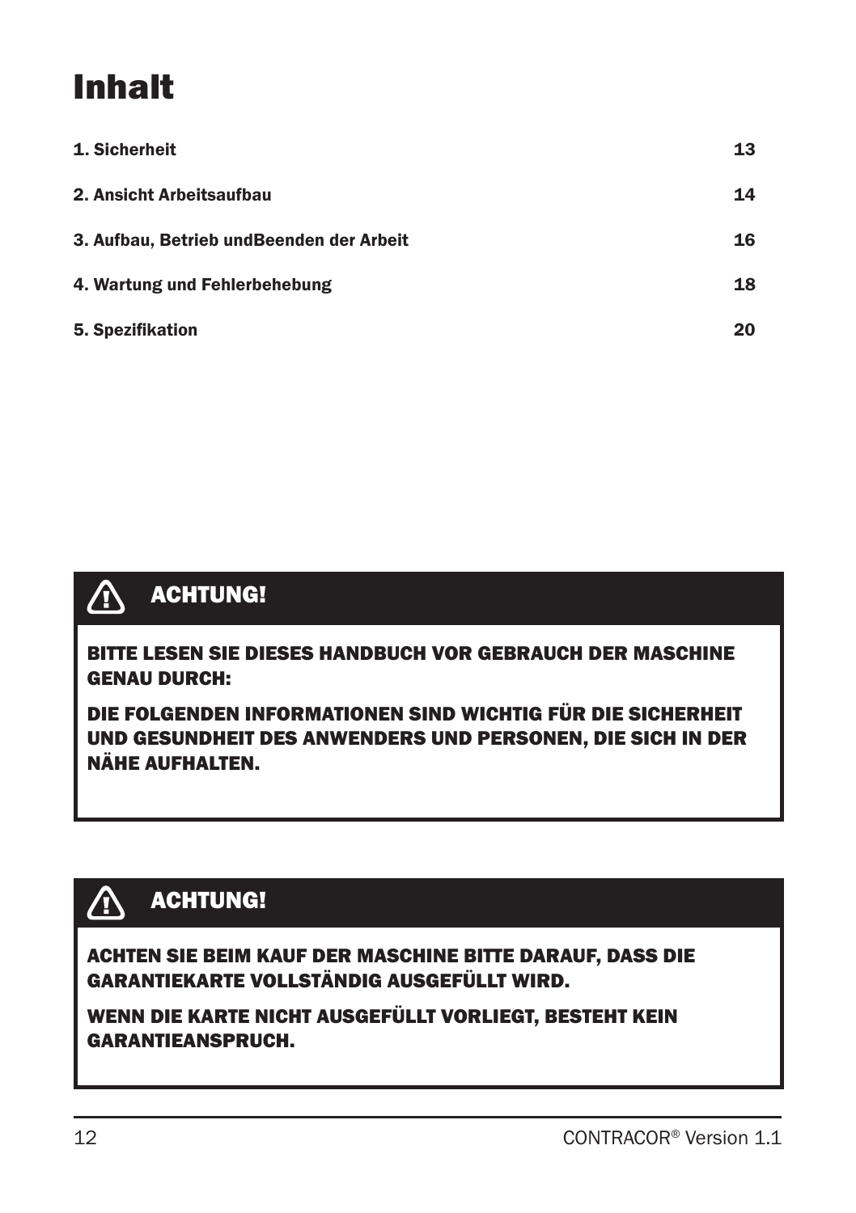# Inhalt

| | |
|---|---|
| 1. Sicherheit | 13 |
| 2. Ansicht Arbeitsaufbau | 14 |
| 3. Aufbau, Betrieb undBeenden der Arbeit | 16 |
| 4. Wartung und Fehlerbehebung | 18 |
| 5. Spezifikation | 20 |

**ACHTUNG!**

**BITTE LESEN SIE DIESES HANDBUCH VOR GEBRAUCH DER MASCHINE GENAU DURCH:**

**DIE FOLGENDEN INFORMATIONEN SIND WICHTIG FÜR DIE SICHERHEIT UND GESUNDHEIT DES ANWENDERS UND PERSONEN, DIE SICH IN DER NÄHE AUFHALTEN.**

**ACHTUNG!**

**ACHTEN SIE BEIM KAUF DER MASCHINE BITTE DARAUF, DASS DIE GARANTIEKARTE VOLLSTÄNDIG AUSGEFÜLLT WIRD.**

**WENN DIE KARTE NICHT AUSGEFÜLLT VORLIEGT, BESTEHT KEIN GARANTIEANSPRUCH.**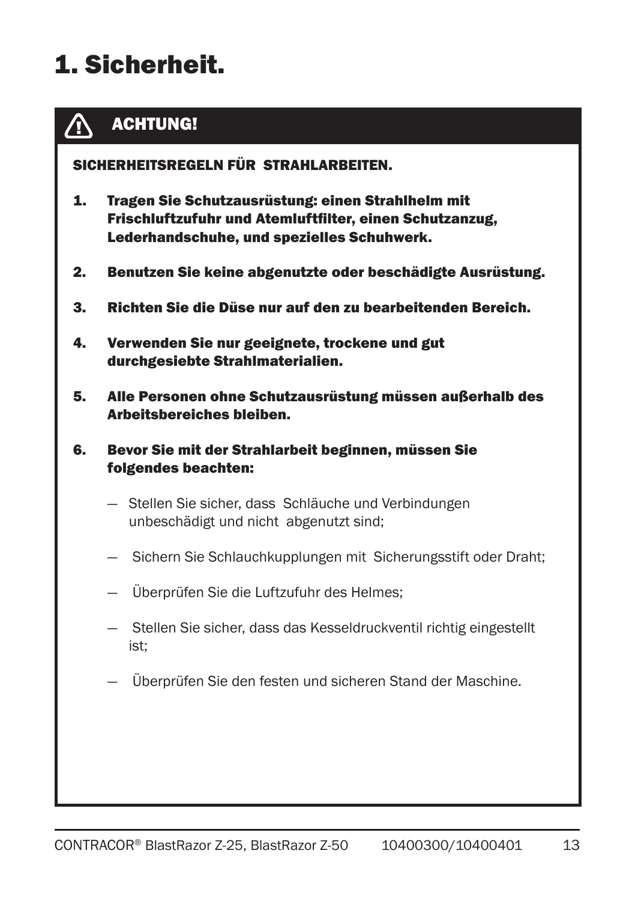# 1. Sicherheit.

**⚠ ACHTUNG!**

**SICHERHEITSREGELN FÜR STRAHLARBEITEN.**

1. **Tragen Sie Schutzausrüstung: einen Strahlhelm mit Frischluftzufuhr und Atemluftfilter, einen Schutzanzug, Lederhandschuhe, und spezielles Schuhwerk.**

2. **Benutzen Sie keine abgenutzte oder beschädigte Ausrüstung.**

3. **Richten Sie die Düse nur auf den zu bearbeitenden Bereich.**

4. **Verwenden Sie nur geeignete, trockene und gut durchgesiebte Strahlmaterialien.**

5. **Alle Personen ohne Schutzausrüstung müssen außerhalb des Arbeitsbereiches bleiben.**

6. **Bevor Sie mit der Strahlarbeit beginnen, müssen Sie folgendes beachten:**

   — Stellen Sie sicher, dass Schläuche und Verbindungen unbeschädigt und nicht abgenutzt sind;

   — Sichern Sie Schlauchkupplungen mit Sicherungsstift oder Draht;

   — Überprüfen Sie die Luftzufuhr des Helmes;

   — Stellen Sie sicher, dass das Kesseldruckventil richtig eingestellt ist;

   — Überprüfen Sie den festen und sicheren Stand der Maschine.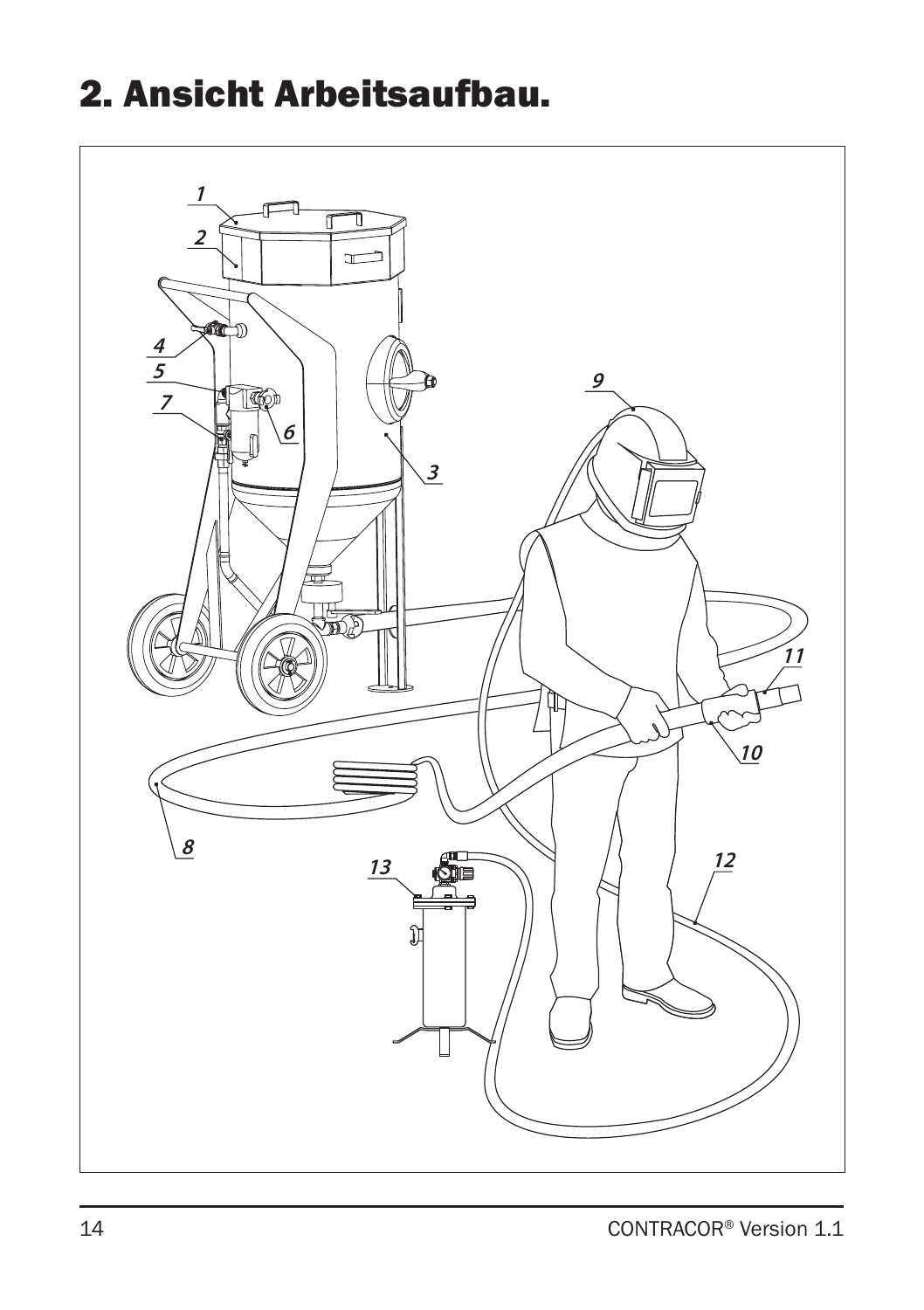# 2. Ansicht Arbeitsaufbau.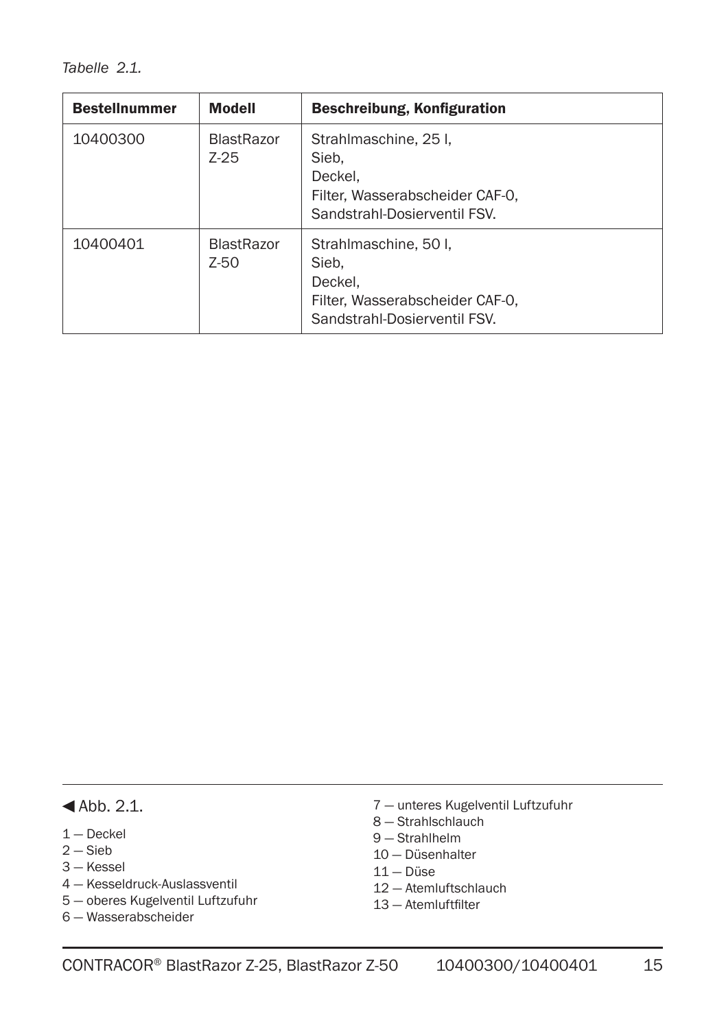*Tabelle 2.1.*

| Bestellnummer | Modell | Beschreibung, Konfiguration |
|---|---|---|
| 10400300 | BlastRazor Z-25 | Strahlmaschine, 25 l,<br>Sieb,<br>Deckel,<br>Filter, Wasserabscheider CAF-0,<br>Sandstrahl-Dosierventil FSV. |
| 10400401 | BlastRazor Z-50 | Strahlmaschine, 50 l,<br>Sieb,<br>Deckel,<br>Filter, Wasserabscheider CAF-0,<br>Sandstrahl-Dosierventil FSV. |

◀ Abb. 2.1.

1 — Deckel
2 — Sieb
3 — Kessel
4 — Kesseldruck-Auslassventil
5 — oberes Kugelventil Luftzufuhr
6 — Wasserabscheider
7 — unteres Kugelventil Luftzufuhr
8 — Strahlschlauch
9 — Strahlhelm
10 — Düsenhalter
11 — Düse
12 — Atemluftschlauch
13 — Atemluftfilter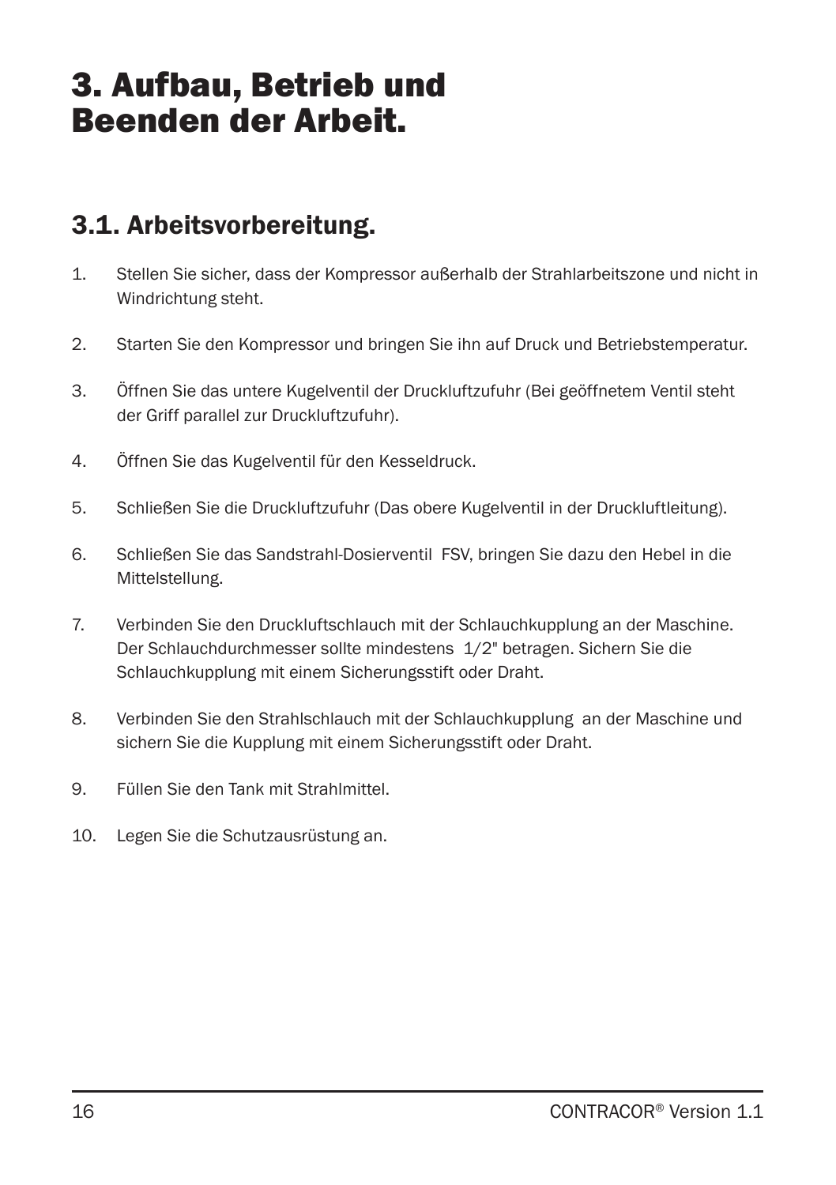# 3. Aufbau, Betrieb und Beenden der Arbeit.

## 3.1. Arbeitsvorbereitung.

1. Stellen Sie sicher, dass der Kompressor außerhalb der Strahlarbeitszone und nicht in Windrichtung steht.

2. Starten Sie den Kompressor und bringen Sie ihn auf Druck und Betriebstemperatur.

3. Öffnen Sie das untere Kugelventil der Druckluftzufuhr (Bei geöffnetem Ventil steht der Griff parallel zur Druckluftzufuhr).

4. Öffnen Sie das Kugelventil für den Kesseldruck.

5. Schließen Sie die Druckluftzufuhr (Das obere Kugelventil in der Druckluftleitung).

6. Schließen Sie das Sandstrahl-Dosierventil FSV, bringen Sie dazu den Hebel in die Mittelstellung.

7. Verbinden Sie den Druckluftschlauch mit der Schlauchkupplung an der Maschine. Der Schlauchdurchmesser sollte mindestens 1/2" betragen. Sichern Sie die Schlauchkupplung mit einem Sicherungsstift oder Draht.

8. Verbinden Sie den Strahlschlauch mit der Schlauchkupplung an der Maschine und sichern Sie die Kupplung mit einem Sicherungsstift oder Draht.

9. Füllen Sie den Tank mit Strahlmittel.

10. Legen Sie die Schutzausrüstung an.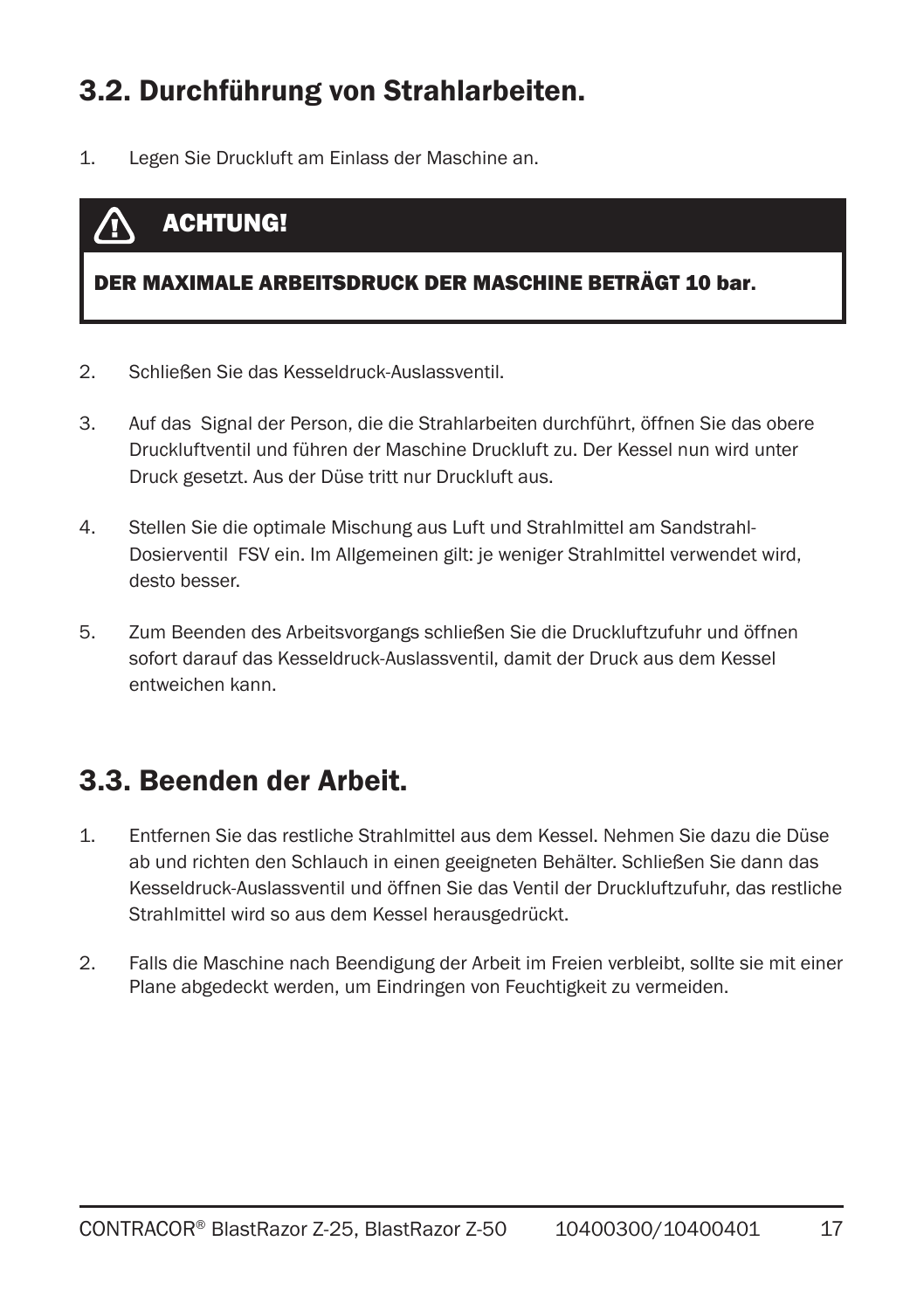## 3.2. Durchführung von Strahlarbeiten.

1. Legen Sie Druckluft am Einlass der Maschine an.

> ⚠ **ACHTUNG!**
>
> **DER MAXIMALE ARBEITSDRUCK DER MASCHINE BETRÄGT 10 bar.**

2. Schließen Sie das Kesseldruck-Auslassventil.

3. Auf das Signal der Person, die die Strahlarbeiten durchführt, öffnen Sie das obere Druckluftventil und führen der Maschine Druckluft zu. Der Kessel nun wird unter Druck gesetzt. Aus der Düse tritt nur Druckluft aus.

4. Stellen Sie die optimale Mischung aus Luft und Strahlmittel am Sandstrahl-Dosierventil FSV ein. Im Allgemeinen gilt: je weniger Strahlmittel verwendet wird, desto besser.

5. Zum Beenden des Arbeitsvorgangs schließen Sie die Druckluftzufuhr und öffnen sofort darauf das Kesseldruck-Auslassventil, damit der Druck aus dem Kessel entweichen kann.

## 3.3. Beenden der Arbeit.

1. Entfernen Sie das restliche Strahlmittel aus dem Kessel. Nehmen Sie dazu die Düse ab und richten den Schlauch in einen geeigneten Behälter. Schließen Sie dann das Kesseldruck-Auslassventil und öffnen Sie das Ventil der Druckluftzufuhr, das restliche Strahlmittel wird so aus dem Kessel herausgedrückt.

2. Falls die Maschine nach Beendigung der Arbeit im Freien verbleibt, sollte sie mit einer Plane abgedeckt werden, um Eindringen von Feuchtigkeit zu vermeiden.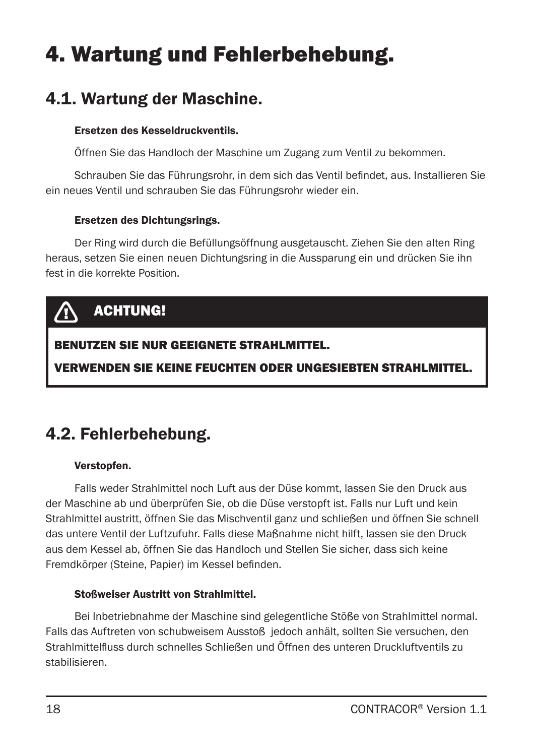# 4. Wartung und Fehlerbehebung.

## 4.1. Wartung der Maschine.

**Ersetzen des Kesseldruckventils.**

Öffnen Sie das Handloch der Maschine um Zugang zum Ventil zu bekommen.

Schrauben Sie das Führungsrohr, in dem sich das Ventil befindet, aus. Installieren Sie ein neues Ventil und schrauben Sie das Führungsrohr wieder ein.

**Ersetzen des Dichtungsrings.**

Der Ring wird durch die Befüllungsöffnung ausgetauscht. Ziehen Sie den alten Ring heraus, setzen Sie einen neuen Dichtungsring in die Aussparung ein und drücken Sie ihn fest in die korrekte Position.

> **ACHTUNG!**
>
> **BENUTZEN SIE NUR GEEIGNETE STRAHLMITTEL.**
>
> **VERWENDEN SIE KEINE FEUCHTEN ODER UNGESIEBTEN STRAHLMITTEL.**

## 4.2. Fehlerbehebung.

**Verstopfen.**

Falls weder Strahlmittel noch Luft aus der Düse kommt, lassen Sie den Druck aus der Maschine ab und überprüfen Sie, ob die Düse verstopft ist. Falls nur Luft und kein Strahlmittel austritt, öffnen Sie das Mischventil ganz und schließen und öffnen Sie schnell das untere Ventil der Luftzufuhr. Falls diese Maßnahme nicht hilft, lassen sie den Druck aus dem Kessel ab, öffnen Sie das Handloch und Stellen Sie sicher, dass sich keine Fremdkörper (Steine, Papier) im Kessel befinden.

**Stoßweiser Austritt von Strahlmittel.**

Bei Inbetriebnahme der Maschine sind gelegentliche Stöße von Strahlmittel normal. Falls das Auftreten von schubweisem Ausstoß jedoch anhält, sollten Sie versuchen, den Strahlmittelfluss durch schnelles Schließen und Öffnen des unteren Druckluftventils zu stabilisieren.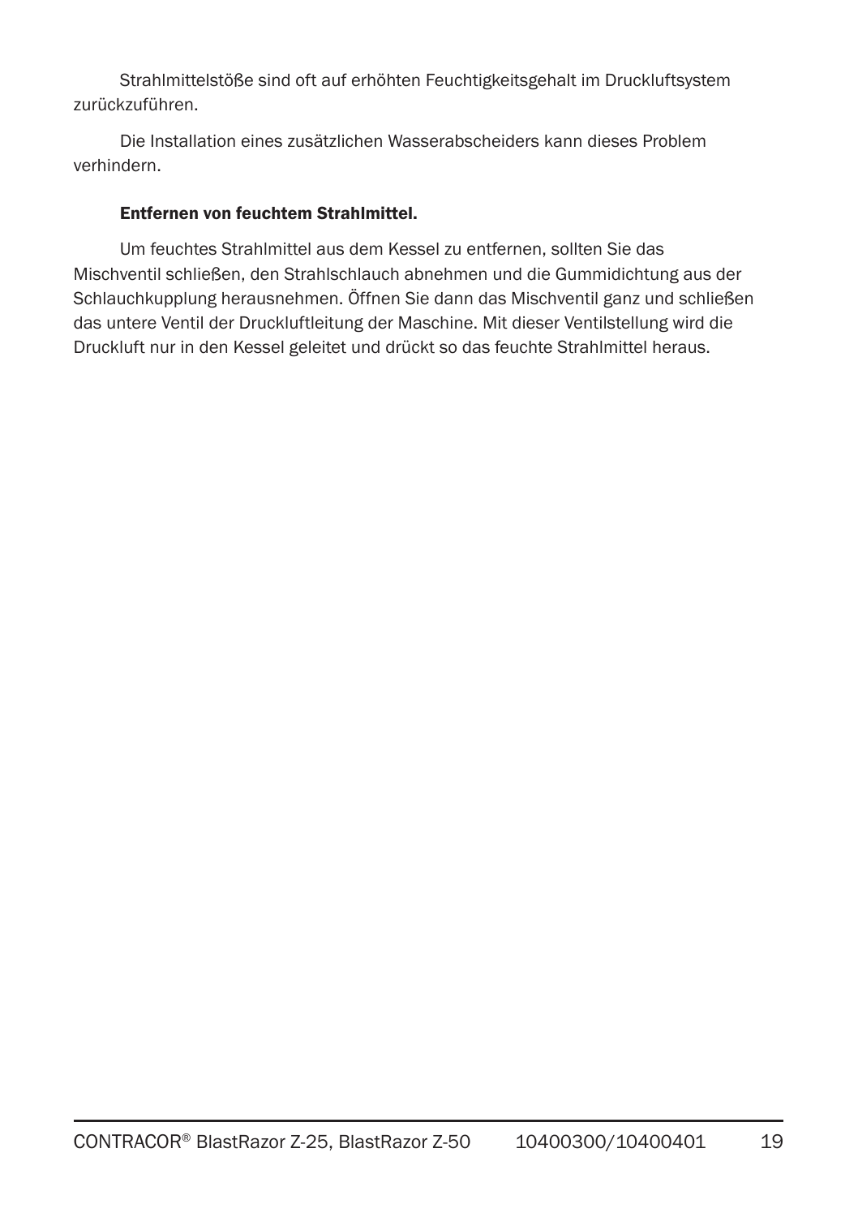Strahlmittelstöße sind oft auf erhöhten Feuchtigkeitsgehalt im Druckluftsystem zurückzuführen.

Die Installation eines zusätzlichen Wasserabscheiders kann dieses Problem verhindern.

**Entfernen von feuchtem Strahlmittel.**

Um feuchtes Strahlmittel aus dem Kessel zu entfernen, sollten Sie das Mischventil schließen, den Strahlschlauch abnehmen und die Gummidichtung aus der Schlauchkupplung herausnehmen. Öffnen Sie dann das Mischventil ganz und schließen das untere Ventil der Druckluftleitung der Maschine. Mit dieser Ventilstellung wird die Druckluft nur in den Kessel geleitet und drückt so das feuchte Strahlmittel heraus.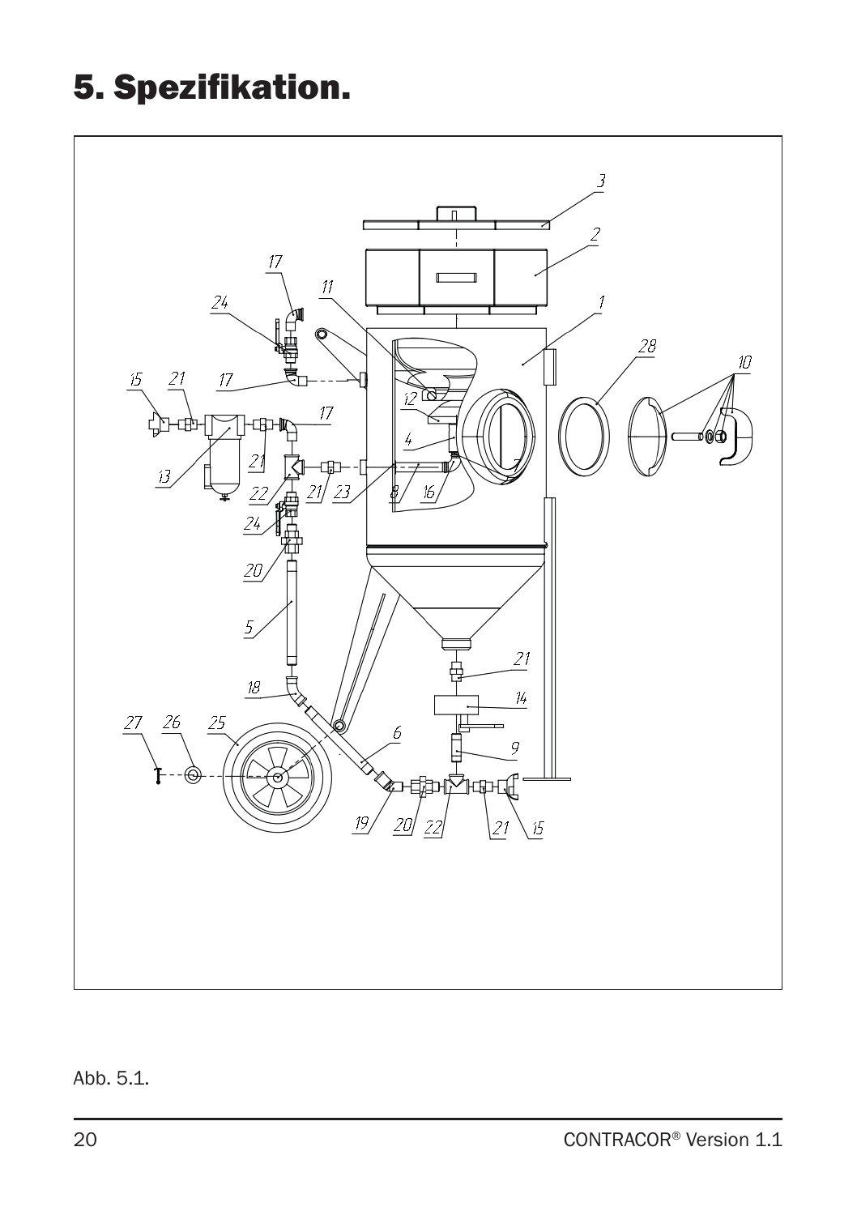# 5. Spezifikation.

Abb. 5.1.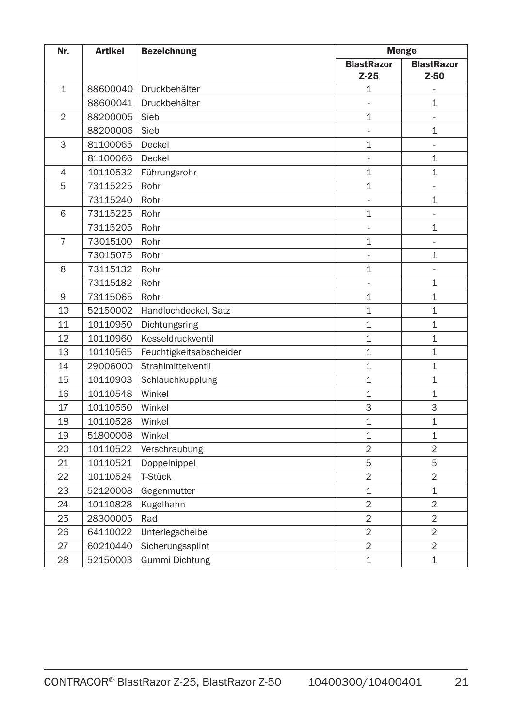| Nr. | Artikel | Bezeichnung | Menge | |
|---|---|---|---|---|
| | | | BlastRazor Z-25 | BlastRazor Z-50 |
| 1 | 88600040 | Druckbehälter | 1 | - |
| | 88600041 | Druckbehälter | - | 1 |
| 2 | 88200005 | Sieb | 1 | - |
| | 88200006 | Sieb | - | 1 |
| 3 | 81100065 | Deckel | 1 | - |
| | 81100066 | Deckel | - | 1 |
| 4 | 10110532 | Führungsrohr | 1 | 1 |
| 5 | 73115225 | Rohr | 1 | - |
| | 73115240 | Rohr | - | 1 |
| 6 | 73115225 | Rohr | 1 | - |
| | 73115205 | Rohr | - | 1 |
| 7 | 73015100 | Rohr | 1 | - |
| | 73015075 | Rohr | - | 1 |
| 8 | 73115132 | Rohr | 1 | - |
| | 73115182 | Rohr | - | 1 |
| 9 | 73115065 | Rohr | 1 | 1 |
| 10 | 52150002 | Handlochdeckel, Satz | 1 | 1 |
| 11 | 10110950 | Dichtungsring | 1 | 1 |
| 12 | 10110960 | Kesseldruckventil | 1 | 1 |
| 13 | 10110565 | Feuchtigkeitsabscheider | 1 | 1 |
| 14 | 29006000 | Strahlmittelventil | 1 | 1 |
| 15 | 10110903 | Schlauchkupplung | 1 | 1 |
| 16 | 10110548 | Winkel | 1 | 1 |
| 17 | 10110550 | Winkel | 3 | 3 |
| 18 | 10110528 | Winkel | 1 | 1 |
| 19 | 51800008 | Winkel | 1 | 1 |
| 20 | 10110522 | Verschraubung | 2 | 2 |
| 21 | 10110521 | Doppelnippel | 5 | 5 |
| 22 | 10110524 | T-Stück | 2 | 2 |
| 23 | 52120008 | Gegenmutter | 1 | 1 |
| 24 | 10110828 | Kugelhahn | 2 | 2 |
| 25 | 28300005 | Rad | 2 | 2 |
| 26 | 64110022 | Unterlegscheibe | 2 | 2 |
| 27 | 60210440 | Sicherungssplint | 2 | 2 |
| 28 | 52150003 | Gummi Dichtung | 1 | 1 |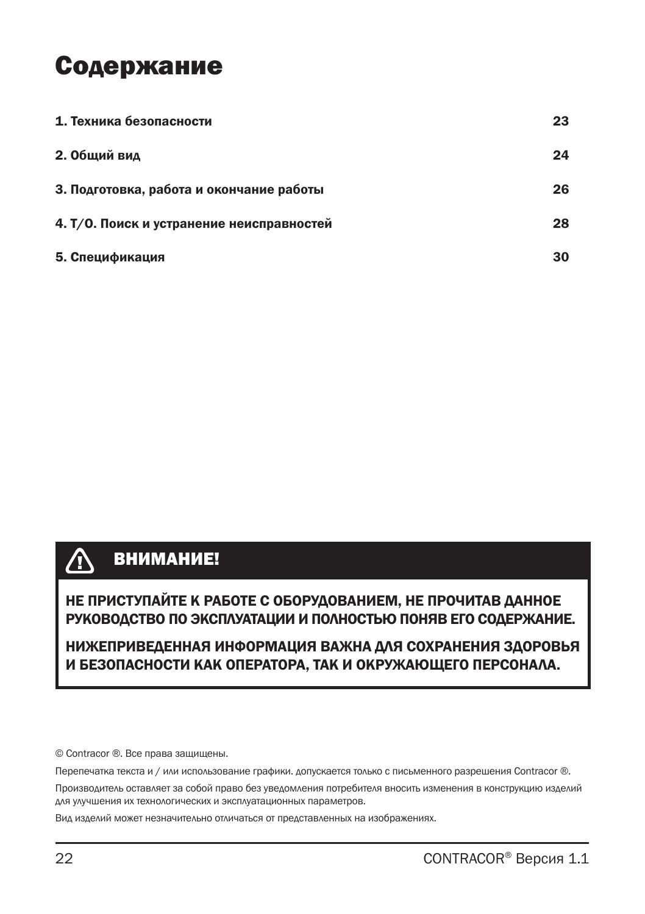# Содержание

| | |
|---|---|
| **1. Техника безопасности** | **23** |
| **2. Общий вид** | **24** |
| **3. Подготовка, работа и окончание работы** | **26** |
| **4. Т/О. Поиск и устранение неисправностей** | **28** |
| **5. Спецификация** | **30** |

**ВНИМАНИЕ!**

**НЕ ПРИСТУПАЙТЕ К РАБОТЕ С ОБОРУДОВАНИЕМ, НЕ ПРОЧИТАВ ДАННОЕ РУКОВОДСТВО ПО ЭКСПЛУАТАЦИИ И ПОЛНОСТЬЮ ПОНЯВ ЕГО СОДЕРЖАНИЕ.**

**НИЖЕПРИВЕДЕННАЯ ИНФОРМАЦИЯ ВАЖНА ДЛЯ СОХРАНЕНИЯ ЗДОРОВЬЯ И БЕЗОПАСНОСТИ КАК ОПЕРАТОРА, ТАК И ОКРУЖАЮЩЕГО ПЕРСОНАЛА.**

© Contracor ®. Все права защищены.

Перепечатка текста и / или использование графики. допускается только с письменного разрешения Contracor ®.

Производитель оставляет за собой право без уведомления потребителя вносить изменения в конструкцию изделий для улучшения их технологических и эксплуатационных параметров.

Вид изделий может незначительно отличаться от представленных на изображениях.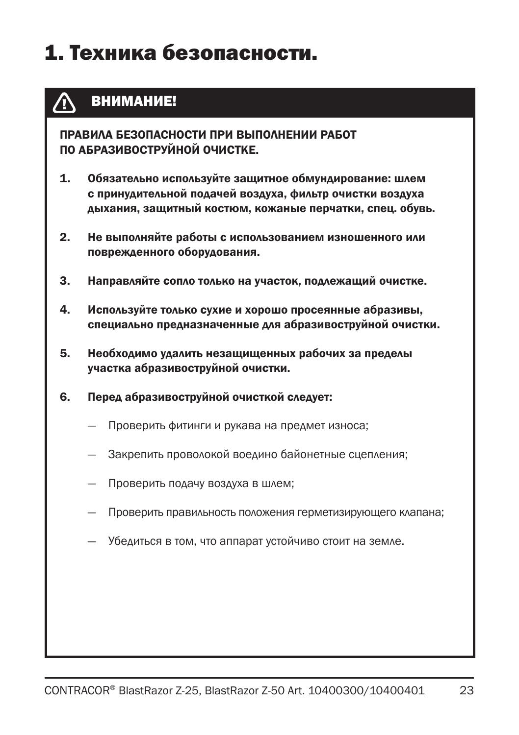# 1. Техника безопасности.

## ⚠ ВНИМАНИЕ!

**ПРАВИЛА БЕЗОПАСНОСТИ ПРИ ВЫПОЛНЕНИИ РАБОТ ПО АБРАЗИВОСТРУЙНОЙ ОЧИСТКЕ.**

1. **Обязательно используйте защитное обмундирование: шлем с принудительной подачей воздуха, фильтр очистки воздуха дыхания, защитный костюм, кожаные перчатки, спец. обувь.**

2. **Не выполняйте работы с использованием изношенного или поврежденного оборудования.**

3. **Направляйте сопло только на участок, подлежащий очистке.**

4. **Используйте только сухие и хорошо просеянные абразивы, специально предназначенные для абразивоструйной очистки.**

5. **Необходимо удалить незащищенных рабочих за пределы участка абразивоструйной очистки.**

6. **Перед абразивоструйной очисткой следует:**

   — Проверить фитинги и рукава на предмет износа;

   — Закрепить проволокой воедино байонетные сцепления;

   — Проверить подачу воздуха в шлем;

   — Проверить правильность положения герметизирующего клапана;

   — Убедиться в том, что аппарат устойчиво стоит на земле.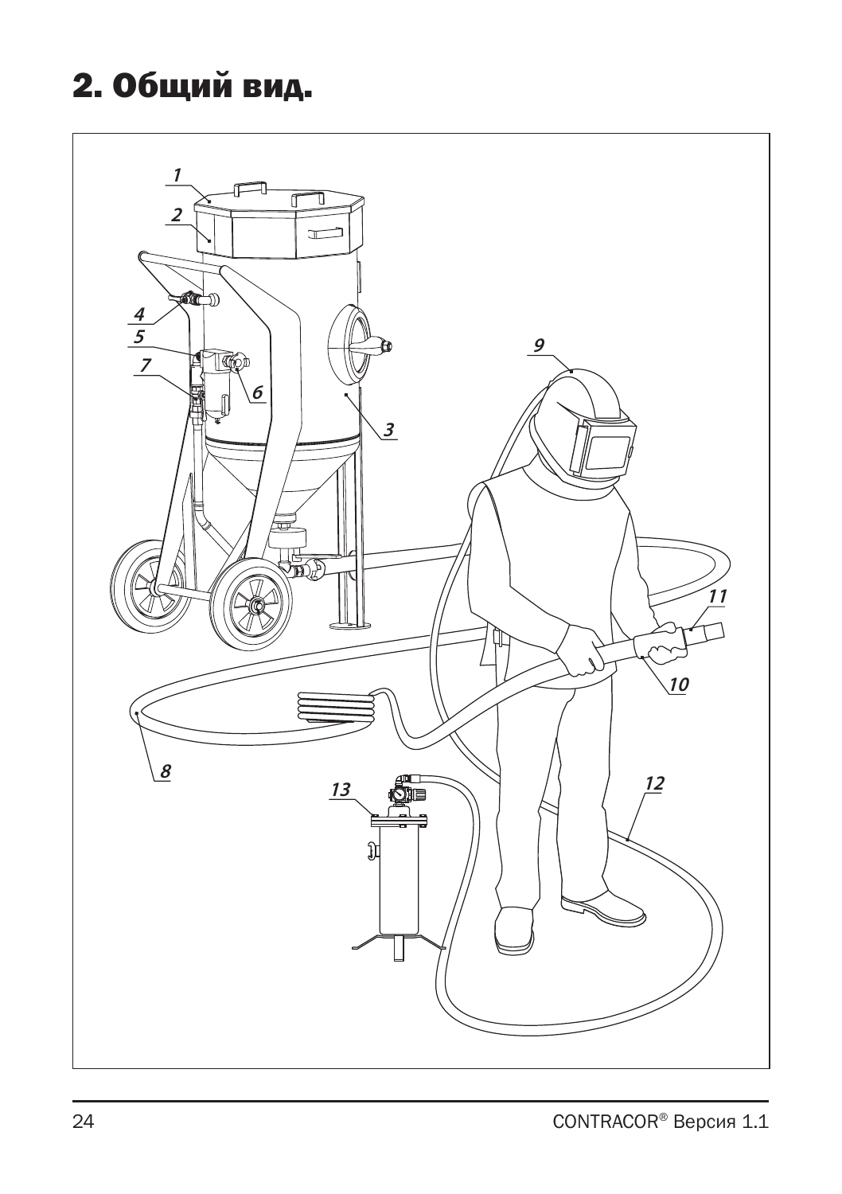# 2. Общий вид.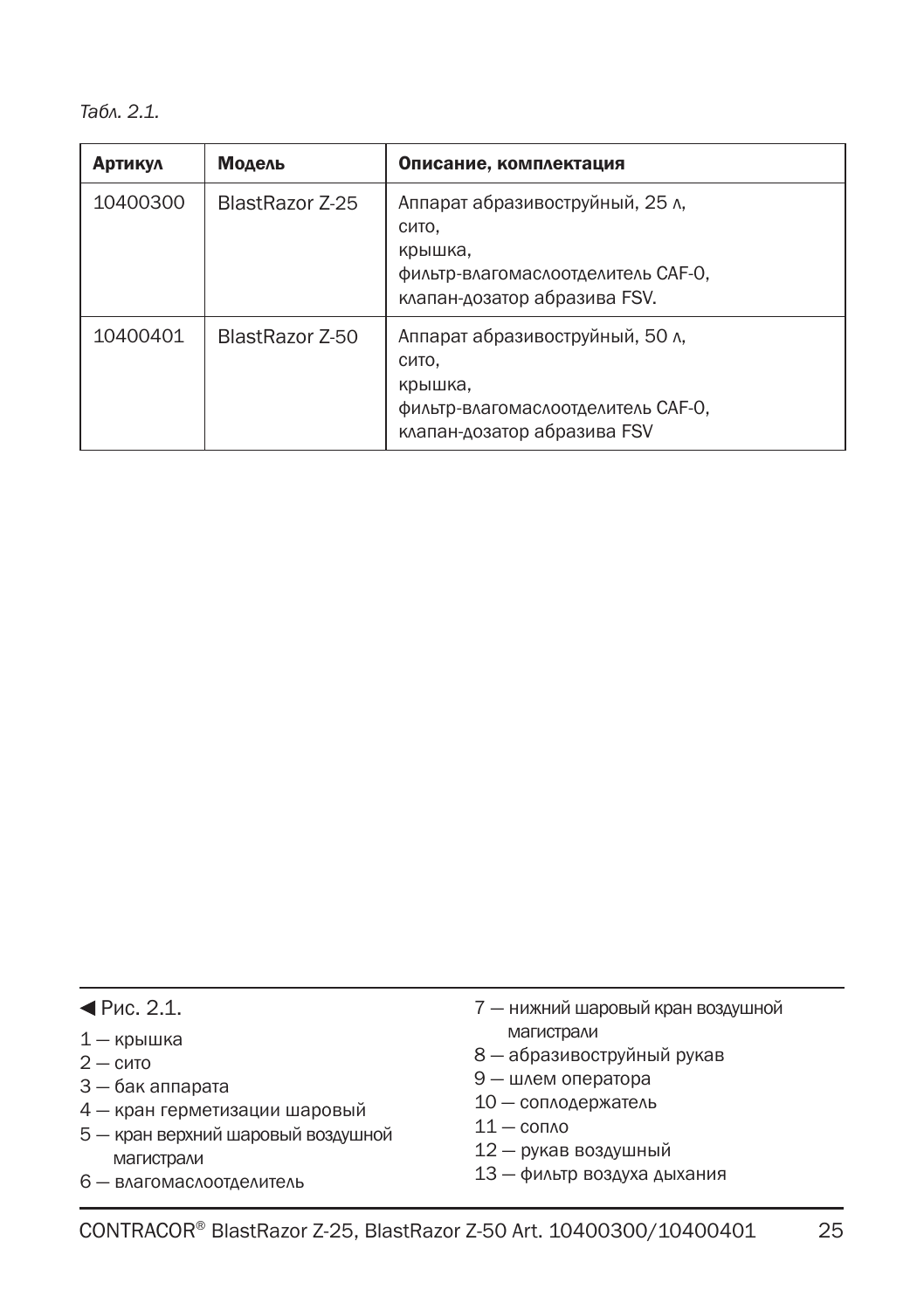*Табл. 2.1.*

| Артикул | Модель | Описание, комплектация |
|---|---|---|
| 10400300 | BlastRazor Z-25 | Аппарат абразивоструйный, 25 л,<br>сито,<br>крышка,<br>фильтр-влагомаслоотделитель CAF-0,<br>клапан-дозатор абразива FSV. |
| 10400401 | BlastRazor Z-50 | Аппарат абразивоструйный, 50 л,<br>сито,<br>крышка,<br>фильтр-влагомаслоотделитель CAF-0,<br>клапан-дозатор абразива FSV |

◀ Рис. 2.1.

1 — крышка
2 — сито
3 — бак аппарата
4 — кран герметизации шаровый
5 — кран верхний шаровый воздушной магистрали
6 — влагомаслоотделитель
7 — нижний шаровый кран воздушной магистрали
8 — абразивоструйный рукав
9 — шлем оператора
10 — соплодержатель
11 — сопло
12 — рукав воздушный
13 — фильтр воздуха дыхания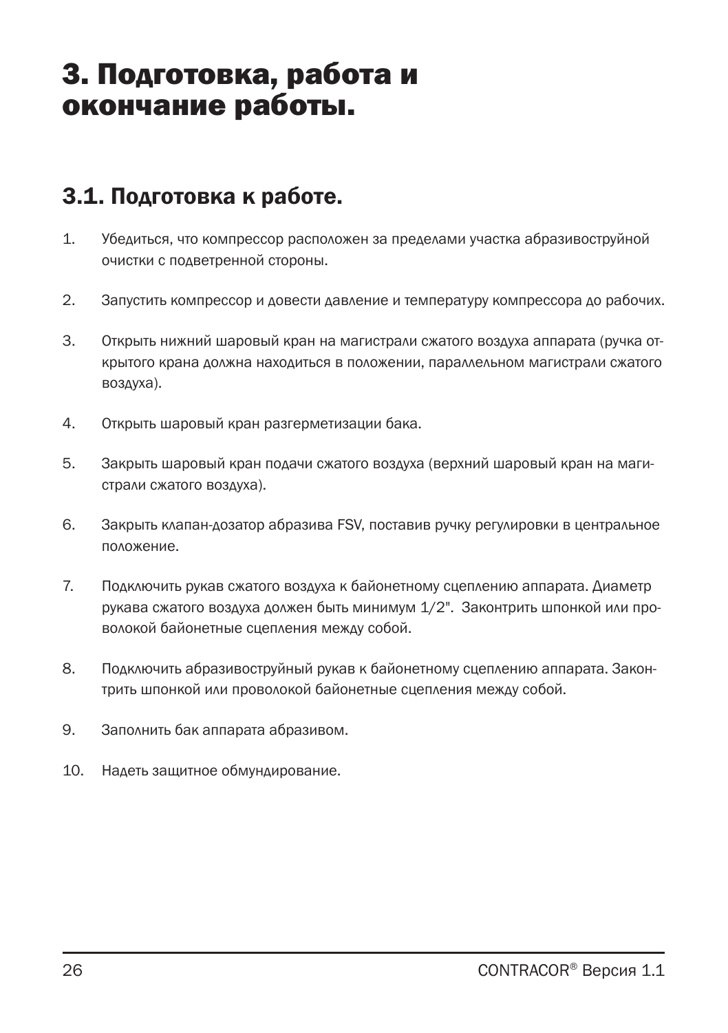# 3. Подготовка, работа и окончание работы.

## 3.1. Подготовка к работе.

1. Убедиться, что компрессор расположен за пределами участка абразивоструйной очистки с подветренной стороны.

2. Запустить компрессор и довести давление и температуру компрессора до рабочих.

3. Открыть нижний шаровый кран на магистрали сжатого воздуха аппарата (ручка открытого крана должна находиться в положении, параллельном магистрали сжатого воздуха).

4. Открыть шаровый кран разгерметизации бака.

5. Закрыть шаровый кран подачи сжатого воздуха (верхний шаровый кран на магистрали сжатого воздуха).

6. Закрыть клапан-дозатор абразива FSV, поставив ручку регулировки в центральное положение.

7. Подключить рукав сжатого воздуха к байонетному сцеплению аппарата. Диаметр рукава сжатого воздуха должен быть минимум 1/2". Законтрить шпонкой или проволокой байонетные сцепления между собой.

8. Подключить абразивоструйный рукав к байонетному сцеплению аппарата. Законтрить шпонкой или проволокой байонетные сцепления между собой.

9. Заполнить бак аппарата абразивом.

10. Надеть защитное обмундирование.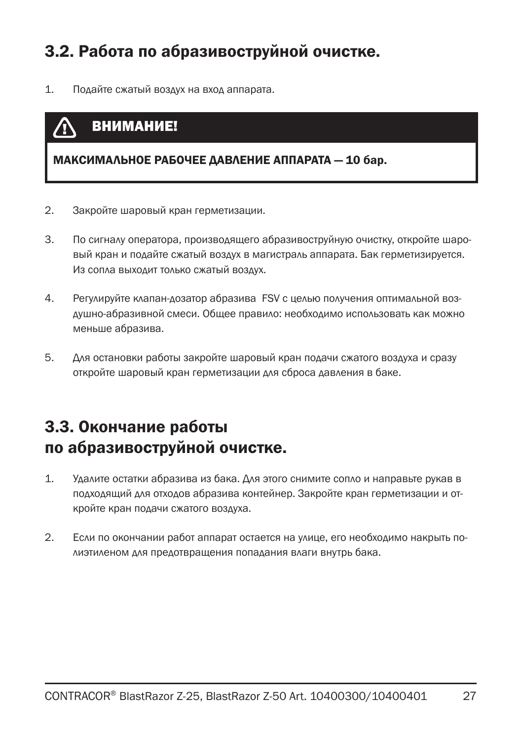## 3.2. Работа по абразивоструйной очистке.

1. Подайте сжатый воздух на вход аппарата.

> **ВНИМАНИЕ!**
>
> **МАКСИМАЛЬНОЕ РАБОЧЕЕ ДАВЛЕНИЕ АППАРАТА — 10 бар.**

2. Закройте шаровый кран герметизации.

3. По сигналу оператора, производящего абразивоструйную очистку, откройте шаровый кран и подайте сжатый воздух в магистраль аппарата. Бак герметизируется. Из сопла выходит только сжатый воздух.

4. Регулируйте клапан-дозатор абразива FSV с целью получения оптимальной воздушно-абразивной смеси. Общее правило: необходимо использовать как можно меньше абразива.

5. Для остановки работы закройте шаровый кран подачи сжатого воздуха и сразу откройте шаровый кран герметизации для сброса давления в баке.

## 3.3. Окончание работы по абразивоструйной очистке.

1. Удалите остатки абразива из бака. Для этого снимите сопло и направьте рукав в подходящий для отходов абразива контейнер. Закройте кран герметизации и откройте кран подачи сжатого воздуха.

2. Если по окончании работ аппарат остается на улице, его необходимо накрыть полиэтиленом для предотвращения попадания влаги внутрь бака.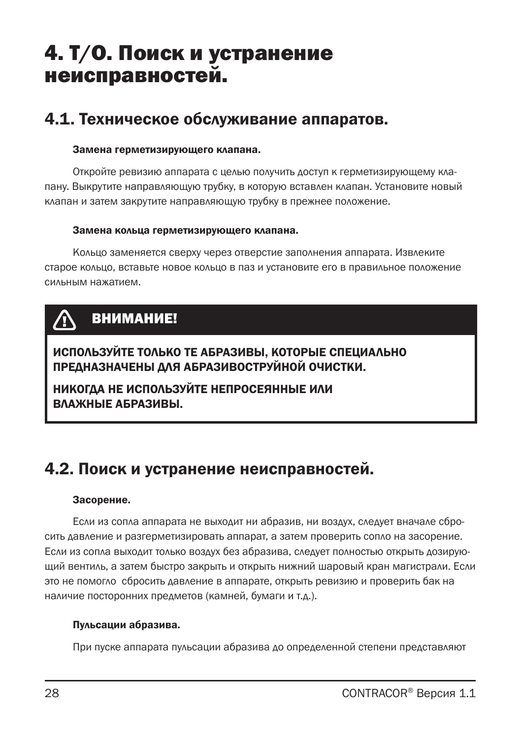# 4. Т/О. Поиск и устранение неисправностей.

## 4.1. Техническое обслуживание аппаратов.

#### Замена герметизирующего клапана.

Откройте ревизию аппарата с целью получить доступ к герметизирующему клапану. Выкрутите направляющую трубку, в которую вставлен клапан. Установите новый клапан и затем закрутите направляющую трубку в прежнее положение.

#### Замена кольца герметизирующего клапана.

Кольцо заменяется сверху через отверстие заполнения аппарата. Извлеките старое кольцо, вставьте новое кольцо в паз и установите его в правильное положение сильным нажатием.

> ⚠ **ВНИМАНИЕ!**
>
> **ИСПОЛЬЗУЙТЕ ТОЛЬКО ТЕ АБРАЗИВЫ, КОТОРЫЕ СПЕЦИАЛЬНО ПРЕДНАЗНАЧЕНЫ ДЛЯ АБРАЗИВОСТРУЙНОЙ ОЧИСТКИ.**
>
> **НИКОГДА НЕ ИСПОЛЬЗУЙТЕ НЕПРОСЕЯННЫЕ ИЛИ ВЛАЖНЫЕ АБРАЗИВЫ.**

## 4.2. Поиск и устранение неисправностей.

#### Засорение.

Если из сопла аппарата не выходит ни абразив, ни воздух, следует вначале сбросить давление и разгерметизировать аппарат, а затем проверить сопло на засорение. Если из сопла выходит только воздух без абразива, следует полностью открыть дозирующий вентиль, а затем быстро закрыть и открыть нижний шаровый кран магистрали. Если это не помогло  сбросить давление в аппарате, открыть ревизию и проверить бак на наличие посторонних предметов (камней, бумаги и т.д.).

#### Пульсации абразива.

При пуске аппарата пульсации абразива до определенной степени представляют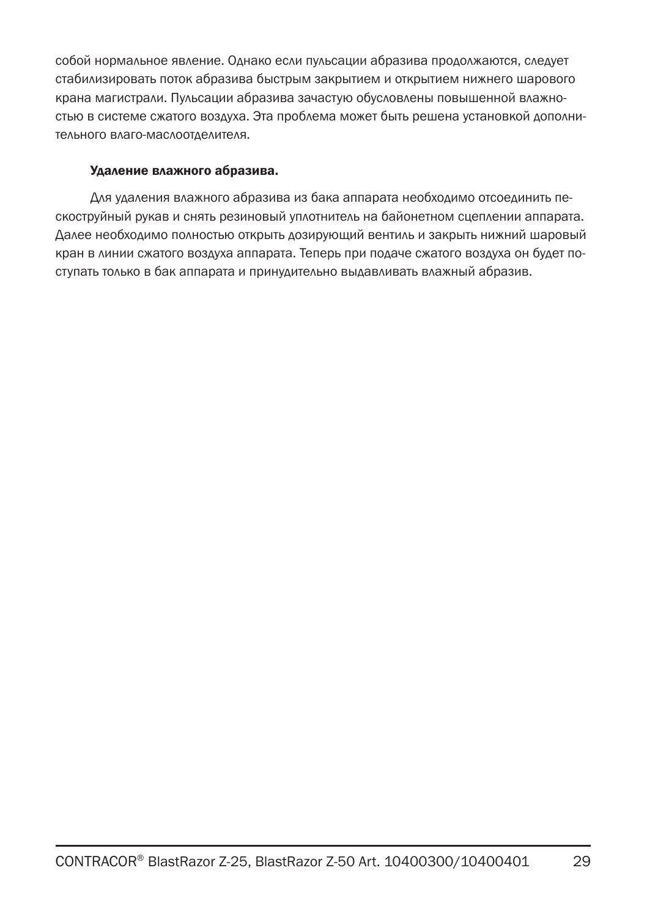собой нормальное явление. Однако если пульсации абразива продолжаются, следует стабилизировать поток абразива быстрым закрытием и открытием нижнего шарового крана магистрали. Пульсации абразива зачастую обусловлены повышенной влажностью в системе сжатого воздуха. Эта проблема может быть решена установкой дополнительного влаго-маслоотделителя.

**Удаление влажного абразива.**

Для удаления влажного абразива из бака аппарата необходимо отсоединить пескоструйный рукав и снять резиновый уплотнитель на байонетном сцеплении аппарата. Далее необходимо полностью открыть дозирующий вентиль и закрыть нижний шаровый кран в линии сжатого воздуха аппарата. Теперь при подаче сжатого воздуха он будет поступать только в бак аппарата и принудительно выдавливать влажный абразив.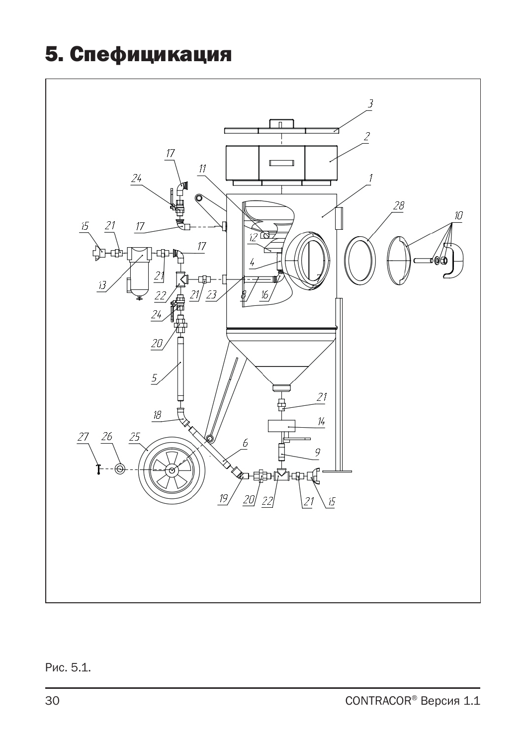# 5. Спефицикация

Рис. 5.1.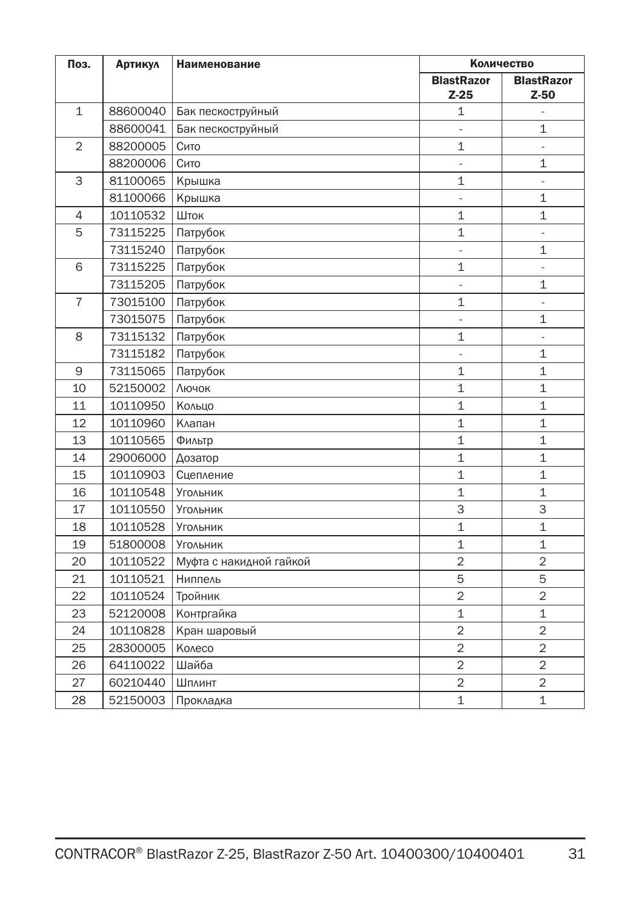| Поз. | Артикул | Наименование | Количество | |
|---|---|---|---|---|
| | | | BlastRazor Z-25 | BlastRazor Z-50 |
| 1 | 88600040 | Бак пескоструйный | 1 | - |
| | 88600041 | Бак пескоструйный | - | 1 |
| 2 | 88200005 | Сито | 1 | - |
| | 88200006 | Сито | - | 1 |
| 3 | 81100065 | Крышка | 1 | - |
| | 81100066 | Крышка | - | 1 |
| 4 | 10110532 | Шток | 1 | 1 |
| 5 | 73115225 | Патрубок | 1 | - |
| | 73115240 | Патрубок | - | 1 |
| 6 | 73115225 | Патрубок | 1 | - |
| | 73115205 | Патрубок | - | 1 |
| 7 | 73015100 | Патрубок | 1 | - |
| | 73015075 | Патрубок | - | 1 |
| 8 | 73115132 | Патрубок | 1 | - |
| | 73115182 | Патрубок | - | 1 |
| 9 | 73115065 | Патрубок | 1 | 1 |
| 10 | 52150002 | Лючок | 1 | 1 |
| 11 | 10110950 | Кольцо | 1 | 1 |
| 12 | 10110960 | Клапан | 1 | 1 |
| 13 | 10110565 | Фильтр | 1 | 1 |
| 14 | 29006000 | Дозатор | 1 | 1 |
| 15 | 10110903 | Сцепление | 1 | 1 |
| 16 | 10110548 | Угольник | 1 | 1 |
| 17 | 10110550 | Угольник | 3 | 3 |
| 18 | 10110528 | Угольник | 1 | 1 |
| 19 | 51800008 | Угольник | 1 | 1 |
| 20 | 10110522 | Муфта с накидной гайкой | 2 | 2 |
| 21 | 10110521 | Ниппель | 5 | 5 |
| 22 | 10110524 | Тройник | 2 | 2 |
| 23 | 52120008 | Контргайка | 1 | 1 |
| 24 | 10110828 | Кран шаровый | 2 | 2 |
| 25 | 28300005 | Колесо | 2 | 2 |
| 26 | 64110022 | Шайба | 2 | 2 |
| 27 | 60210440 | Шплинт | 2 | 2 |
| 28 | 52150003 | Прокладка | 1 | 1 |